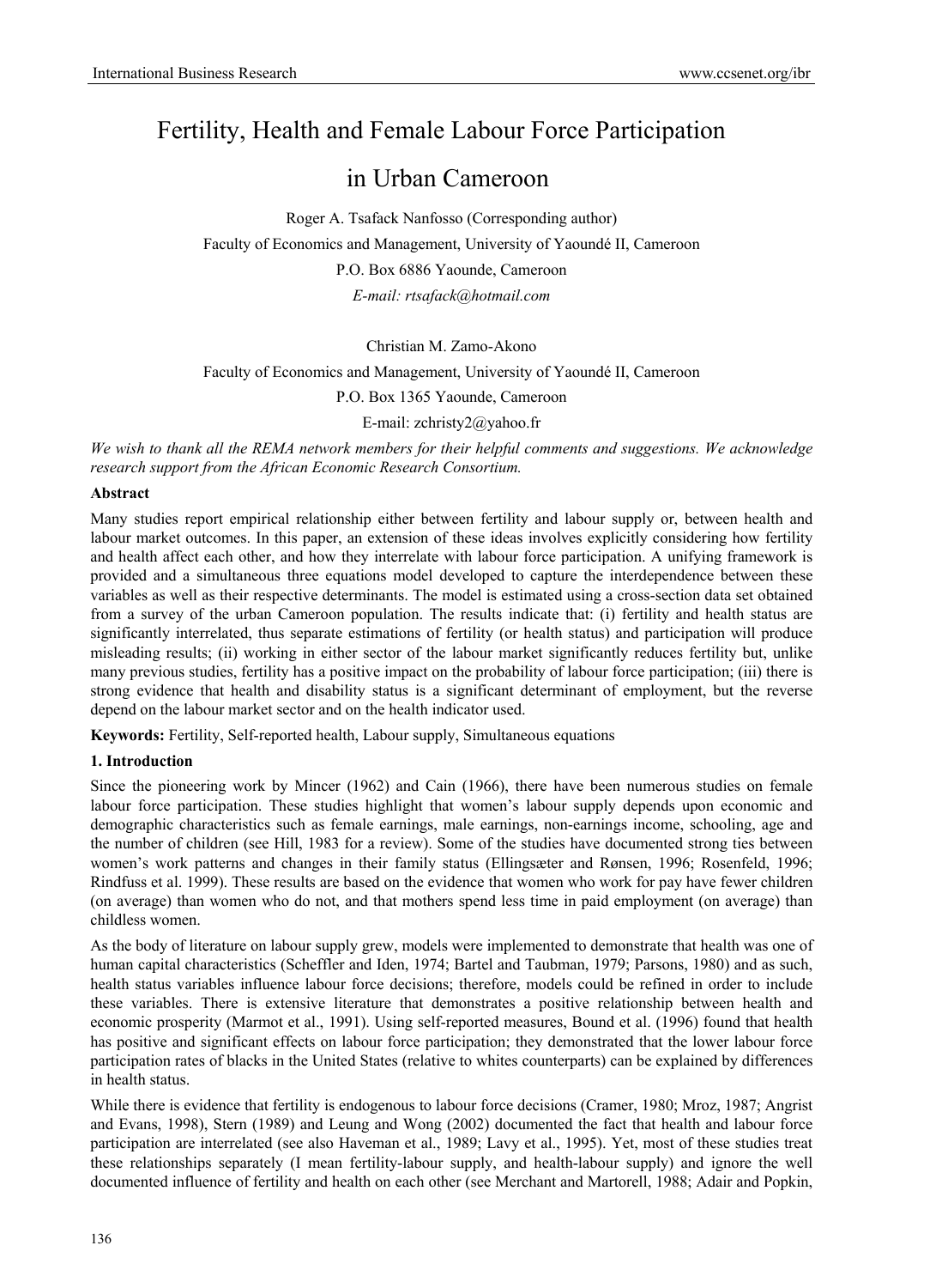# Fertility, Health and Female Labour Force Participation in Urban Cameroon

Roger A. Tsafack Nanfosso (Corresponding author)

Faculty of Economics and Management, University of Yaoundé II, Cameroon

P.O. Box 6886 Yaounde, Cameroon

*E-mail: rtsafack@hotmail.com*

Christian M. Zamo-Akono

Faculty of Economics and Management, University of Yaoundé II, Cameroon

P.O. Box 1365 Yaounde, Cameroon

E-mail: zchristy2@yahoo.fr

*We wish to thank all the REMA network members for their helpful comments and suggestions. We acknowledge research support from the African Economic Research Consortium.*

**Abstract**

Many studies report empirical relationship either between fertility and labour supply or, between health and labour market outcomes. In this paper, an extension of these ideas involves explicitly considering how fertility and health affect each other, and how they interrelate with labour force participation. A unifying framework is provided and a simultaneous three equations model developed to capture the interdependence between these variables as well as their respective determinants. The model is estimated using a cross-section data set obtained from a survey of the urban Cameroon population. The results indicate that: (i) fertility and health status are significantly interrelated, thus separate estimations of fertility (or health status) and participation will produce misleading results; (ii) working in either sector of the labour market significantly reduces fertility but, unlike many previous studies, fertility has a positive impact on the probability of labour force participation; (iii) there is strong evidence that health and disability status is a significant determinant of employment, but the reverse depend on the labour market sector and on the health indicator used.

**Keywords:** Fertility, Self-reported health, Labour supply, Simultaneous equations

## 1. Introduction

Since the pioneering work by Mincer (1962) and Cain (1966), there have been numerous studies on female labour force participation. These studies highlight that women's labour supply depends upon economic and demographic characteristics such as female earnings, male earnings, non-earnings income, schooling, age and the number of children (see Hill, 1983 for a review). Some of the studies have documented strong ties between women's work patterns and changes in their family status (Ellingsæter and Rønsen, 1996; Rosenfeld, 1996; Rindfuss et al. 1999). These results are based on the evidence that women who work for pay have fewer children (on average) than women who do not, and that mothers spend less time in paid employment (on average) than childless women.

As the body of literature on labour supply grew, models were implemented to demonstrate that health was one of human capital characteristics (Scheffler and Iden, 1974; Bartel and Taubman, 1979; Parsons, 1980) and as such, health status variables influence labour force decisions; therefore, models could be refined in order to include these variables. There is extensive literature that demonstrates a positive relationship between health and economic prosperity (Marmot et al., 1991). Using self-reported measures, Bound et al. (1996) found that health has positive and significant effects on labour force participation; they demonstrated that the lower labour force participation rates of blacks in the United States (relative to whites counterparts) can be explained by differences in health status.

While there is evidence that fertility is endogenous to labour force decisions (Cramer, 1980; Mroz, 1987; Angrist and Evans, 1998), Stern (1989) and Leung and Wong (2002) documented the fact that health and labour force participation are interrelated (see also Haveman et al., 1989; Lavy et al., 1995). Yet, most of these studies treat these relationships separately (I mean fertility-labour supply, and health-labour supply) and ignore the well documented influence of fertility and health on each other (see Merchant and Martorell, 1988; Adair and Popkin,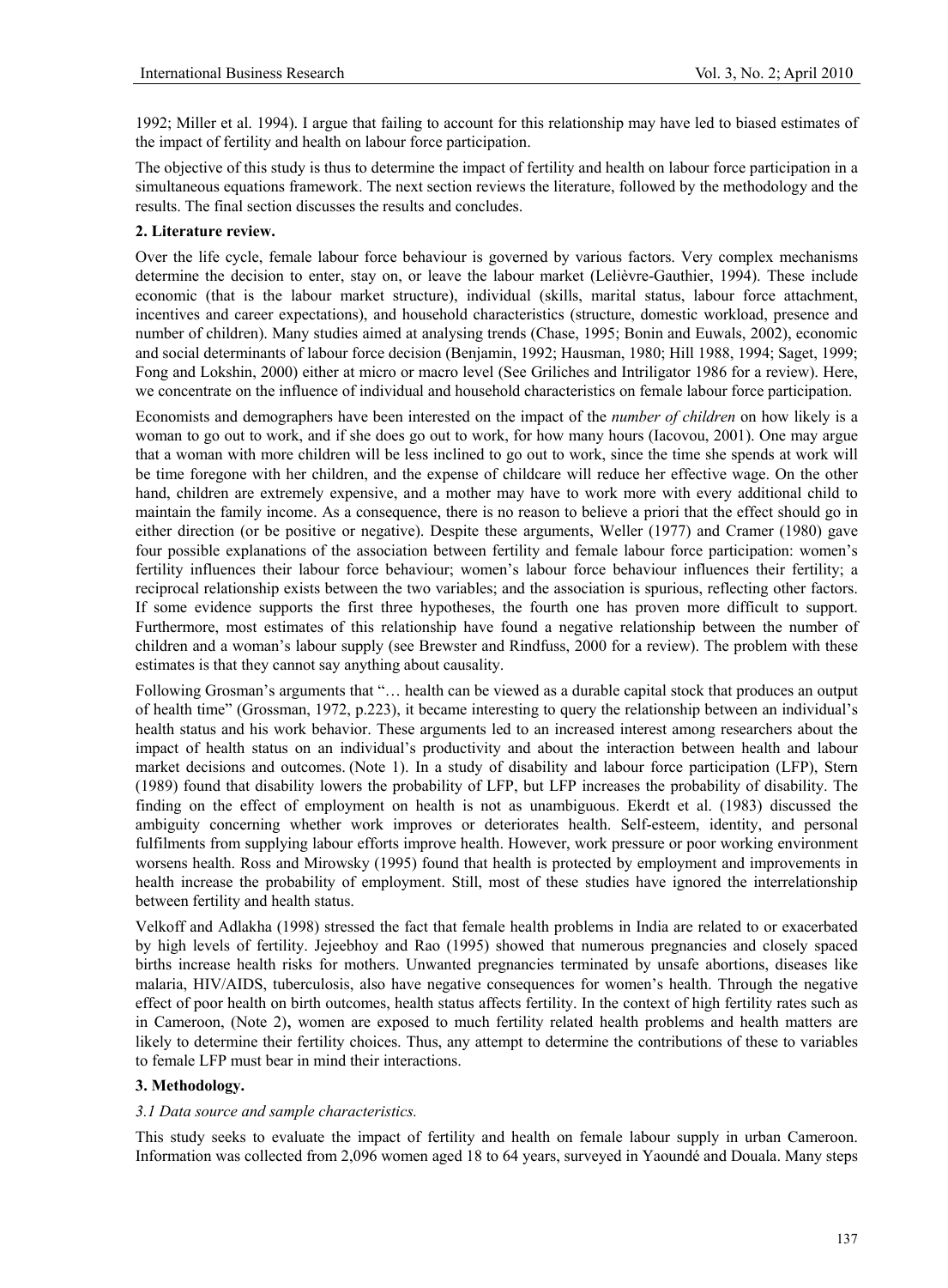1992; Miller et al. 1994). I argue that failing to account for this relationship may have led to biased estimates of the impact of fertility and health on labour force participation.

The objective of this study is thus to determine the impact of fertility and health on labour force participation in a simultaneous equations framework. The next section reviews the literature, followed by the methodology and the results. The final section discusses the results and concludes.

## 2. Literature review.

Over the life cycle, female labour force behaviour is governed by various factors. Very complex mechanisms determine the decision to enter, stay on, or leave the labour market (Lelièvre-Gauthier, 1994). These include economic (that is the labour market structure), individual (skills, marital status, labour force attachment, incentives and career expectations), and household characteristics (structure, domestic workload, presence and number of children). Many studies aimed at analysing trends (Chase, 1995; Bonin and Euwals, 2002), economic and social determinants of labour force decision (Benjamin, 1992; Hausman, 1980; Hill 1988, 1994; Saget, 1999; Fong and Lokshin, 2000) either at micro or macro level (See Griliches and Intriligator 1986 for a review). Here, we concentrate on the influence of individual and household characteristics on female labour force participation.

Economists and demographers have been interested on the impact of the *number of children* on how likely is a woman to go out to work, and if she does go out to work, for how many hours (Iacovou, 2001). One may argue that a woman with more children will be less inclined to go out to work, since the time she spends at work will be time foregone with her children, and the expense of childcare will reduce her effective wage. On the other hand, children are extremely expensive, and a mother may have to work more with every additional child to maintain the family income. As a consequence, there is no reason to believe a priori that the effect should go in either direction (or be positive or negative). Despite these arguments, Weller (1977) and Cramer (1980) gave four possible explanations of the association between fertility and female labour force participation: women's fertility influences their labour force behaviour; women's labour force behaviour influences their fertility; a reciprocal relationship exists between the two variables; and the association is spurious, reflecting other factors. If some evidence supports the first three hypotheses, the fourth one has proven more difficult to support. Furthermore, most estimates of this relationship have found a negative relationship between the number of children and a woman's labour supply (see Brewster and Rindfuss, 2000 for a review). The problem with these estimates is that they cannot say anything about causality.

Following Grosman's arguments that "… health can be viewed as a durable capital stock that produces an output of health time" (Grossman, 1972, p.223), it became interesting to query the relationship between an individual's health status and his work behavior. These arguments led to an increased interest among researchers about the impact of health status on an individual's productivity and about the interaction between health and labour market decisions and outcomes. (Note 1). In a study of disability and labour force participation (LFP), Stern (1989) found that disability lowers the probability of LFP, but LFP increases the probability of disability. The finding on the effect of employment on health is not as unambiguous. Ekerdt et al. (1983) discussed the ambiguity concerning whether work improves or deteriorates health. Self-esteem, identity, and personal fulfilments from supplying labour efforts improve health. However, work pressure or poor working environment worsens health. Ross and Mirowsky (1995) found that health is protected by employment and improvements in health increase the probability of employment. Still, most of these studies have ignored the interrelationship between fertility and health status.

Velkoff and Adlakha (1998) stressed the fact that female health problems in India are related to or exacerbated by high levels of fertility. Jejeebhoy and Rao (1995) showed that numerous pregnancies and closely spaced births increase health risks for mothers. Unwanted pregnancies terminated by unsafe abortions, diseases like malaria, HIV/AIDS, tuberculosis, also have negative consequences for women's health. Through the negative effect of poor health on birth outcomes, health status affects fertility. In the context of high fertility rates such as in Cameroon, (Note 2), women are exposed to much fertility related health problems and health matters are likely to determine their fertility choices. Thus, any attempt to determine the contributions of these to variables to female LFP must bear in mind their interactions.

## 3. Methodology.

### *3.1 Data source and sample characteristics.*

This study seeks to evaluate the impact of fertility and health on female labour supply in urban Cameroon. Information was collected from 2,096 women aged 18 to 64 years, surveyed in Yaoundé and Douala. Many steps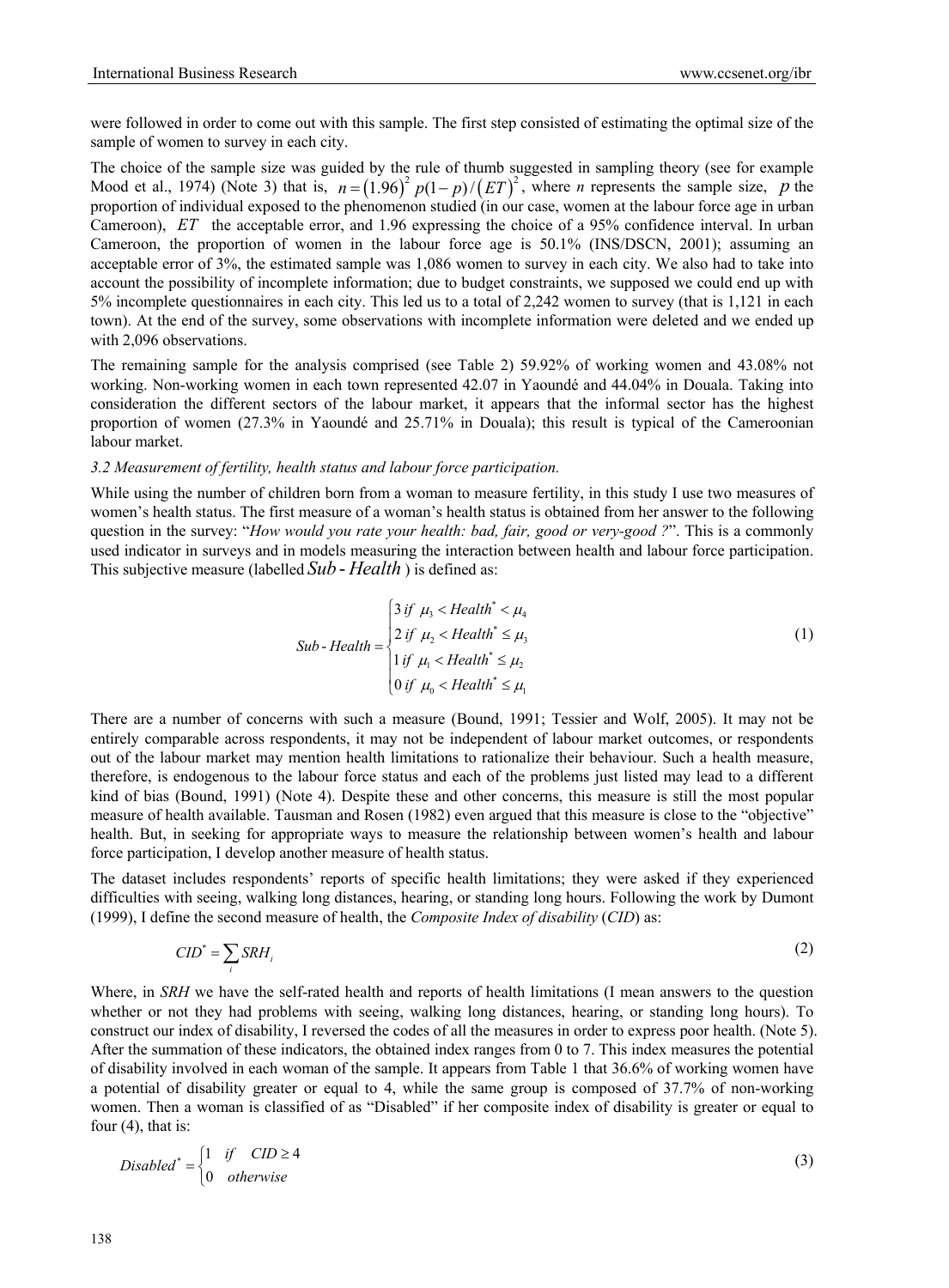were followed in order to come out with this sample. The first step consisted of estimating the optimal size of the sample of women to survey in each city.

The choice of the sample size was guided by the rule of thumb suggested in sampling theory (see for example Mood et al., 1974) (Note 3) that is, $n = (1.96)^2 \, p(1-p)/(ET)^2$, where *n* represents the sample size, $p$ the proportion of individual exposed to the phenomenon studied (in our case, women at the labour force age in urban Cameroon), $ET$ the acceptable error, and 1.96 expressing the choice of a 95% confidence interval. In urban Cameroon, the proportion of women in the labour force age is 50.1% (INS/DSCN, 2001); assuming an acceptable error of 3%, the estimated sample was 1,086 women to survey in each city. We also had to take into account the possibility of incomplete information; due to budget constraints, we supposed we could end up with 5% incomplete questionnaires in each city. This led us to a total of 2,242 women to survey (that is 1,121 in each town). At the end of the survey, some observations with incomplete information were deleted and we ended up with 2,096 observations.

The remaining sample for the analysis comprised (see Table 2) 59.92% of working women and 43.08% not working. Non-working women in each town represented 42.07 in Yaoundé and 44.04% in Douala. Taking into consideration the different sectors of the labour market, it appears that the informal sector has the highest proportion of women (27.3% in Yaoundé and 25.71% in Douala); this result is typical of the Cameroonian labour market.

### *3.2 Measurement of fertility, health status and labour force participation.*

While using the number of children born from a woman to measure fertility, in this study I use two measures of women's health status. The first measure of a woman's health status is obtained from her answer to the following question in the survey: "*How would you rate your health: bad, fair, good or very-good ?*". This is a commonly used indicator in surveys and in models measuring the interaction between health and labour force participation. This subjective measure (labelled $Sub\text{-}Health$ ) is defined as:

$$
Sub\text{-}Health = \begin{cases} 3 \; if \;\; \mu_3 < Health^* < \mu_4 \\ 2 \; if \;\; \mu_2 < Health^* \leq \mu_3 \\ 1 \; if \;\; \mu_1 < Health^* \leq \mu_2 \\ 0 \; if \;\; \mu_0 < Health^* \leq \mu_1 \end{cases} \tag{1}
$$

There are a number of concerns with such a measure (Bound, 1991; Tessier and Wolf, 2005). It may not be entirely comparable across respondents, it may not be independent of labour market outcomes, or respondents out of the labour market may mention health limitations to rationalize their behaviour. Such a health measure, therefore, is endogenous to the labour force status and each of the problems just listed may lead to a different kind of bias (Bound, 1991) (Note 4). Despite these and other concerns, this measure is still the most popular measure of health available. Tausman and Rosen (1982) even argued that this measure is close to the "objective" health. But, in seeking for appropriate ways to measure the relationship between women's health and labour force participation, I develop another measure of health status.

The dataset includes respondents' reports of specific health limitations; they were asked if they experienced difficulties with seeing, walking long distances, hearing, or standing long hours. Following the work by Dumont (1999), I define the second measure of health, the *Composite Index of disability* (*CID*) as:

$$
CID^* = \sum_i SRH_i \tag{2}
$$

Where, in *SRH* we have the self-rated health and reports of health limitations (I mean answers to the question whether or not they had problems with seeing, walking long distances, hearing, or standing long hours). To construct our index of disability, I reversed the codes of all the measures in order to express poor health. (Note 5). After the summation of these indicators, the obtained index ranges from 0 to 7. This index measures the potential of disability involved in each woman of the sample. It appears from Table 1 that 36.6% of working women have a potential of disability greater or equal to 4, while the same group is composed of 37.7% of non-working women. Then a woman is classified of as "Disabled" if her composite index of disability is greater or equal to four (4), that is:

$$
Disabled^* = \begin{cases} 1 & if \quad CID \geq 4 \\ 0 & otherwise \end{cases} \tag{3}
$$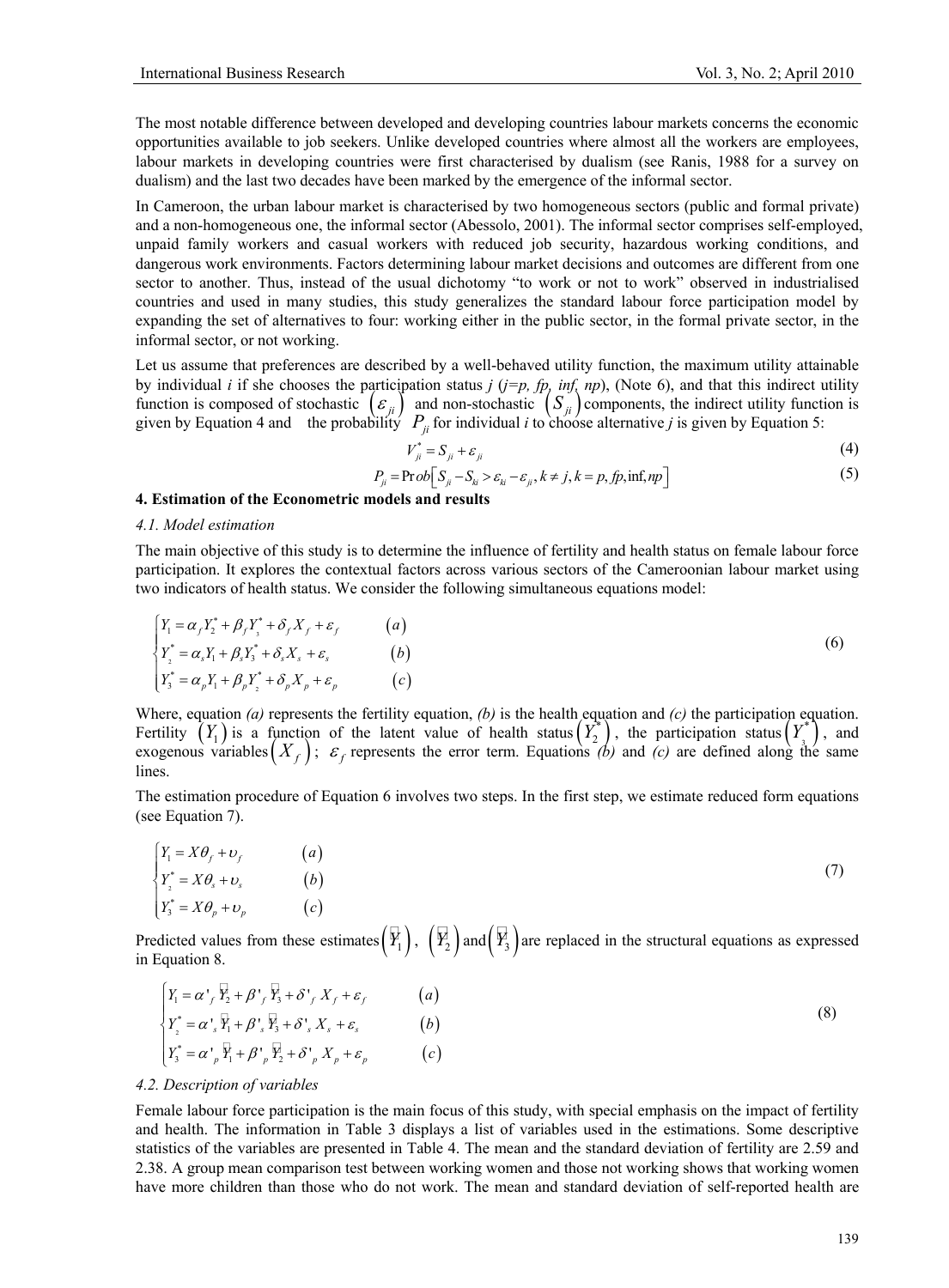The most notable difference between developed and developing countries labour markets concerns the economic opportunities available to job seekers. Unlike developed countries where almost all the workers are employees, labour markets in developing countries were first characterised by dualism (see Ranis, 1988 for a survey on dualism) and the last two decades have been marked by the emergence of the informal sector.

In Cameroon, the urban labour market is characterised by two homogeneous sectors (public and formal private) and a non-homogeneous one, the informal sector (Abessolo, 2001). The informal sector comprises self-employed, unpaid family workers and casual workers with reduced job security, hazardous working conditions, and dangerous work environments. Factors determining labour market decisions and outcomes are different from one sector to another. Thus, instead of the usual dichotomy "to work or not to work" observed in industrialised countries and used in many studies, this study generalizes the standard labour force participation model by expanding the set of alternatives to four: working either in the public sector, in the formal private sector, in the informal sector, or not working.

Let us assume that preferences are described by a well-behaved utility function, the maximum utility attainable by individual *i* if she chooses the participation status *j* (*j=p, fp, inf, np*), (Note 6), and that this indirect utility function is composed of stochastic $(\varepsilon_{ji})$ and non-stochastic $(S_{ji})$ components, the indirect utility function is given by Equation 4 and the probability $P_{ji}$ for individual *i* to choose alternative *j* is given by Equation 5:

$$V^*_{ji} = S_{ji} + \varepsilon_{ji} \tag{4}$$

$$P_{ji} = \Pr ob\left[S_{ji} - S_{ki} > \varepsilon_{ki} - \varepsilon_{ji}, k \neq j, k = p, fp, \inf, np\right] \tag{5}$$

## 4. Estimation of the Econometric models and results

### 4.1. Model estimation

The main objective of this study is to determine the influence of fertility and health status on female labour force participation. It explores the contextual factors across various sectors of the Cameroonian labour market using two indicators of health status. We consider the following simultaneous equations model:

$$\begin{cases} Y_1 = \alpha_f Y_2^* + \beta_f Y_3^* + \delta_f X_f + \varepsilon_f & (a) \\ Y_2^* = \alpha_s Y_1 + \beta_s Y_3^* + \delta_s X_s + \varepsilon_s & (b) \\ Y_3^* = \alpha_p Y_1 + \beta_p Y_2^* + \delta_p X_p + \varepsilon_p & (c) \end{cases} \tag{6}$$

Where, equation *(a)* represents the fertility equation, *(b)* is the health equation and *(c)* the participation equation. Fertility $(Y_1)$ is a function of the latent value of health status $(Y_2^*)$, the participation status $(Y_3^*)$, and exogenous variables $(X_f)$; $\varepsilon_f$ represents the error term. Equations *(b)* and *(c)* are defined along the same lines.

The estimation procedure of Equation 6 involves two steps. In the first step, we estimate reduced form equations (see Equation 7).

$$\begin{cases} Y_1 = X\theta_f + \upsilon_f & (a) \\ Y_2^* = X\theta_s + \upsilon_s & (b) \\ Y_3^* = X\theta_p + \upsilon_p & (c) \end{cases} \tag{7}$$

Predicted values from these estimates $(\hat{Y}_1)$, $(\hat{Y}_2)$ and $(\hat{Y}_3)$ are replaced in the structural equations as expressed in Equation 8.

$$\begin{cases} Y_1 = \alpha'_f \hat{Y}_2 + \beta'_f \hat{Y}_3 + \delta'_f X_f + \varepsilon_f & (a) \\ Y_2^* = \alpha'_s \hat{Y}_1 + \beta'_s \hat{Y}_3 + \delta'_s X_s + \varepsilon_s & (b) \\ Y_3^* = \alpha'_p \hat{Y}_1 + \beta'_p \hat{Y}_2 + \delta'_p X_p + \varepsilon_p & (c) \end{cases} \tag{8}$$

### 4.2. Description of variables

Female labour force participation is the main focus of this study, with special emphasis on the impact of fertility and health. The information in Table 3 displays a list of variables used in the estimations. Some descriptive statistics of the variables are presented in Table 4. The mean and the standard deviation of fertility are 2.59 and 2.38. A group mean comparison test between working women and those not working shows that working women have more children than those who do not work. The mean and standard deviation of self-reported health are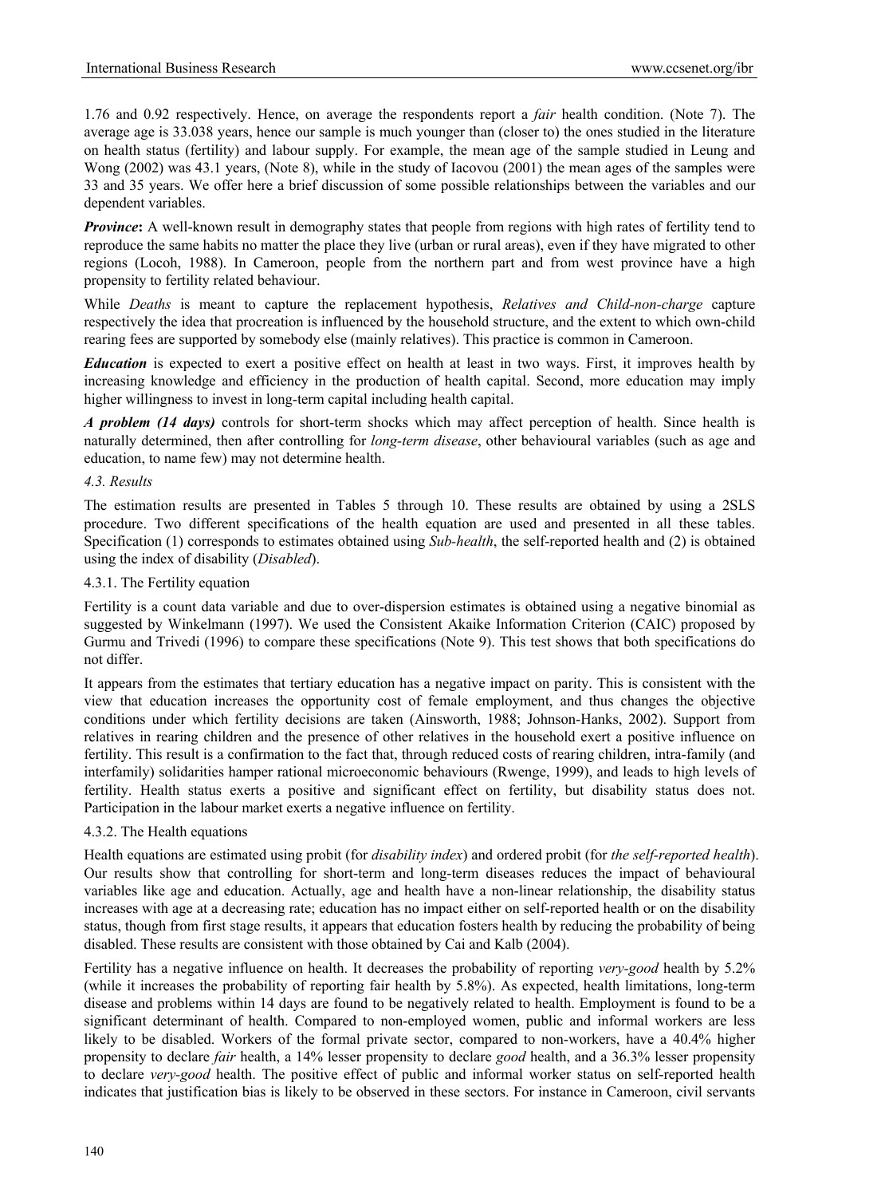1.76 and 0.92 respectively. Hence, on average the respondents report a *fair* health condition. (Note 7). The average age is 33.038 years, hence our sample is much younger than (closer to) the ones studied in the literature on health status (fertility) and labour supply. For example, the mean age of the sample studied in Leung and Wong (2002) was 43.1 years, (Note 8), while in the study of Iacovou (2001) the mean ages of the samples were 33 and 35 years. We offer here a brief discussion of some possible relationships between the variables and our dependent variables.

***Province*:** A well-known result in demography states that people from regions with high rates of fertility tend to reproduce the same habits no matter the place they live (urban or rural areas), even if they have migrated to other regions (Locoh, 1988). In Cameroon, people from the northern part and from west province have a high propensity to fertility related behaviour.

While *Deaths* is meant to capture the replacement hypothesis, *Relatives and Child-non-charge* capture respectively the idea that procreation is influenced by the household structure, and the extent to which own-child rearing fees are supported by somebody else (mainly relatives). This practice is common in Cameroon.

***Education*** is expected to exert a positive effect on health at least in two ways. First, it improves health by increasing knowledge and efficiency in the production of health capital. Second, more education may imply higher willingness to invest in long-term capital including health capital.

***A problem (14 days)*** controls for short-term shocks which may affect perception of health. Since health is naturally determined, then after controlling for *long-term disease*, other behavioural variables (such as age and education, to name few) may not determine health.

### *4.3. Results*

The estimation results are presented in Tables 5 through 10. These results are obtained by using a 2SLS procedure. Two different specifications of the health equation are used and presented in all these tables. Specification (1) corresponds to estimates obtained using *Sub-health*, the self-reported health and (2) is obtained using the index of disability (*Disabled*).

#### 4.3.1. The Fertility equation

Fertility is a count data variable and due to over-dispersion estimates is obtained using a negative binomial as suggested by Winkelmann (1997). We used the Consistent Akaike Information Criterion (CAIC) proposed by Gurmu and Trivedi (1996) to compare these specifications (Note 9). This test shows that both specifications do not differ.

It appears from the estimates that tertiary education has a negative impact on parity. This is consistent with the view that education increases the opportunity cost of female employment, and thus changes the objective conditions under which fertility decisions are taken (Ainsworth, 1988; Johnson-Hanks, 2002). Support from relatives in rearing children and the presence of other relatives in the household exert a positive influence on fertility. This result is a confirmation to the fact that, through reduced costs of rearing children, intra-family (and interfamily) solidarities hamper rational microeconomic behaviours (Rwenge, 1999), and leads to high levels of fertility. Health status exerts a positive and significant effect on fertility, but disability status does not. Participation in the labour market exerts a negative influence on fertility.

#### 4.3.2. The Health equations

Health equations are estimated using probit (for *disability index*) and ordered probit (for *the self-reported health*). Our results show that controlling for short-term and long-term diseases reduces the impact of behavioural variables like age and education. Actually, age and health have a non-linear relationship, the disability status increases with age at a decreasing rate; education has no impact either on self-reported health or on the disability status, though from first stage results, it appears that education fosters health by reducing the probability of being disabled. These results are consistent with those obtained by Cai and Kalb (2004).

Fertility has a negative influence on health. It decreases the probability of reporting *very-good* health by 5.2% (while it increases the probability of reporting fair health by 5.8%). As expected, health limitations, long-term disease and problems within 14 days are found to be negatively related to health. Employment is found to be a significant determinant of health. Compared to non-employed women, public and informal workers are less likely to be disabled. Workers of the formal private sector, compared to non-workers, have a 40.4% higher propensity to declare *fair* health, a 14% lesser propensity to declare *good* health, and a 36.3% lesser propensity to declare *very-good* health. The positive effect of public and informal worker status on self-reported health indicates that justification bias is likely to be observed in these sectors. For instance in Cameroon, civil servants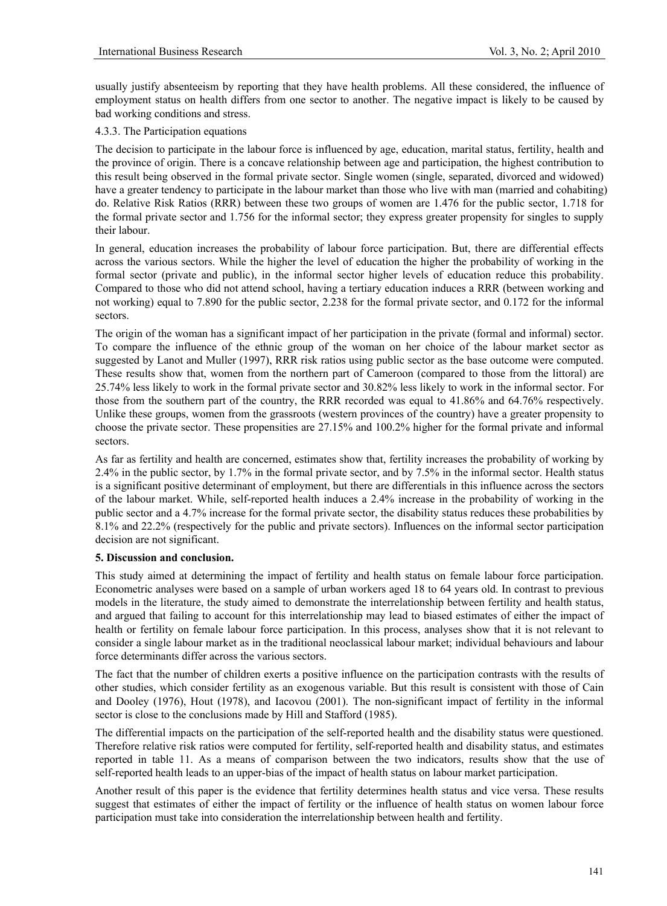usually justify absenteeism by reporting that they have health problems. All these considered, the influence of employment status on health differs from one sector to another. The negative impact is likely to be caused by bad working conditions and stress.

4.3.3. The Participation equations

The decision to participate in the labour force is influenced by age, education, marital status, fertility, health and the province of origin. There is a concave relationship between age and participation, the highest contribution to this result being observed in the formal private sector. Single women (single, separated, divorced and widowed) have a greater tendency to participate in the labour market than those who live with man (married and cohabiting) do. Relative Risk Ratios (RRR) between these two groups of women are 1.476 for the public sector, 1.718 for the formal private sector and 1.756 for the informal sector; they express greater propensity for singles to supply their labour.

In general, education increases the probability of labour force participation. But, there are differential effects across the various sectors. While the higher the level of education the higher the probability of working in the formal sector (private and public), in the informal sector higher levels of education reduce this probability. Compared to those who did not attend school, having a tertiary education induces a RRR (between working and not working) equal to 7.890 for the public sector, 2.238 for the formal private sector, and 0.172 for the informal sectors.

The origin of the woman has a significant impact of her participation in the private (formal and informal) sector. To compare the influence of the ethnic group of the woman on her choice of the labour market sector as suggested by Lanot and Muller (1997), RRR risk ratios using public sector as the base outcome were computed. These results show that, women from the northern part of Cameroon (compared to those from the littoral) are 25.74% less likely to work in the formal private sector and 30.82% less likely to work in the informal sector. For those from the southern part of the country, the RRR recorded was equal to 41.86% and 64.76% respectively. Unlike these groups, women from the grassroots (western provinces of the country) have a greater propensity to choose the private sector. These propensities are 27.15% and 100.2% higher for the formal private and informal sectors.

As far as fertility and health are concerned, estimates show that, fertility increases the probability of working by 2.4% in the public sector, by 1.7% in the formal private sector, and by 7.5% in the informal sector. Health status is a significant positive determinant of employment, but there are differentials in this influence across the sectors of the labour market. While, self-reported health induces a 2.4% increase in the probability of working in the public sector and a 4.7% increase for the formal private sector, the disability status reduces these probabilities by 8.1% and 22.2% (respectively for the public and private sectors). Influences on the informal sector participation decision are not significant.

**5. Discussion and conclusion.**

This study aimed at determining the impact of fertility and health status on female labour force participation. Econometric analyses were based on a sample of urban workers aged 18 to 64 years old. In contrast to previous models in the literature, the study aimed to demonstrate the interrelationship between fertility and health status, and argued that failing to account for this interrelationship may lead to biased estimates of either the impact of health or fertility on female labour force participation. In this process, analyses show that it is not relevant to consider a single labour market as in the traditional neoclassical labour market; individual behaviours and labour force determinants differ across the various sectors.

The fact that the number of children exerts a positive influence on the participation contrasts with the results of other studies, which consider fertility as an exogenous variable. But this result is consistent with those of Cain and Dooley (1976), Hout (1978), and Iacovou (2001). The non-significant impact of fertility in the informal sector is close to the conclusions made by Hill and Stafford (1985).

The differential impacts on the participation of the self-reported health and the disability status were questioned. Therefore relative risk ratios were computed for fertility, self-reported health and disability status, and estimates reported in table 11. As a means of comparison between the two indicators, results show that the use of self-reported health leads to an upper-bias of the impact of health status on labour market participation.

Another result of this paper is the evidence that fertility determines health status and vice versa. These results suggest that estimates of either the impact of fertility or the influence of health status on women labour force participation must take into consideration the interrelationship between health and fertility.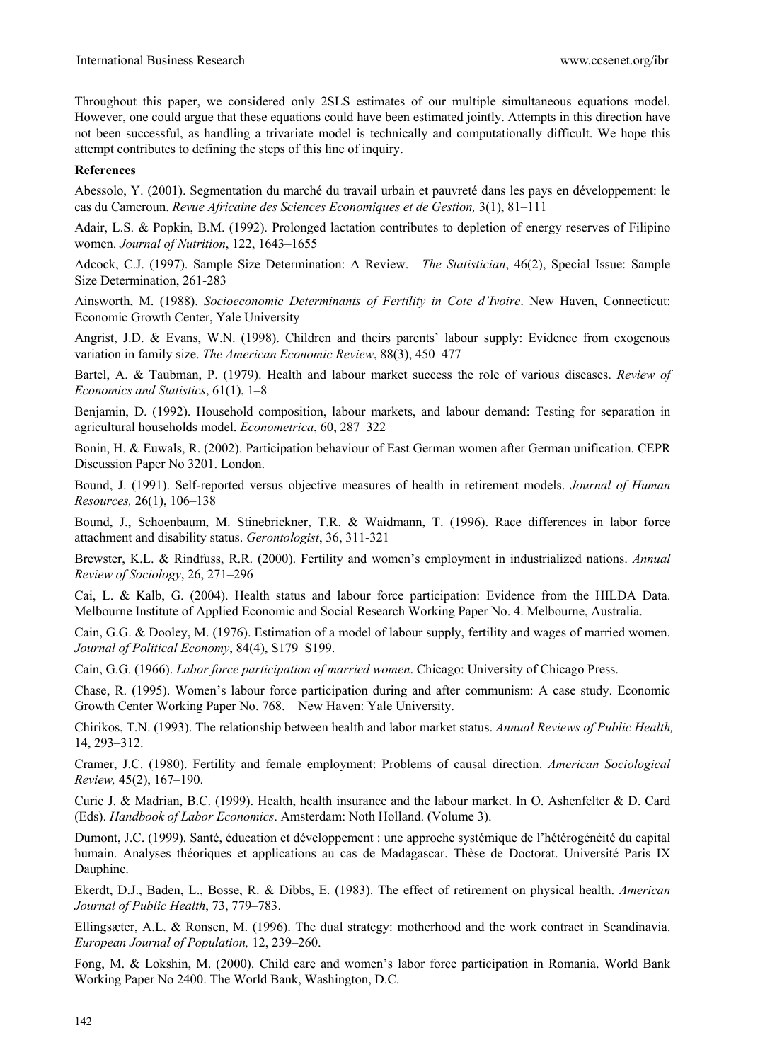Throughout this paper, we considered only 2SLS estimates of our multiple simultaneous equations model. However, one could argue that these equations could have been estimated jointly. Attempts in this direction have not been successful, as handling a trivariate model is technically and computationally difficult. We hope this attempt contributes to defining the steps of this line of inquiry.

**References**

Abessolo, Y. (2001). Segmentation du marché du travail urbain et pauvreté dans les pays en développement: le cas du Cameroun. *Revue Africaine des Sciences Economiques et de Gestion,* 3(1), 81–111

Adair, L.S. & Popkin, B.M. (1992). Prolonged lactation contributes to depletion of energy reserves of Filipino women. *Journal of Nutrition*, 122, 1643–1655

Adcock, C.J. (1997). Sample Size Determination: A Review. *The Statistician*, 46(2), Special Issue: Sample Size Determination, 261-283

Ainsworth, M. (1988). *Socioeconomic Determinants of Fertility in Cote d'Ivoire*. New Haven, Connecticut: Economic Growth Center, Yale University

Angrist, J.D. & Evans, W.N. (1998). Children and theirs parents' labour supply: Evidence from exogenous variation in family size. *The American Economic Review*, 88(3), 450–477

Bartel, A. & Taubman, P. (1979). Health and labour market success the role of various diseases. *Review of Economics and Statistics*, 61(1), 1–8

Benjamin, D. (1992). Household composition, labour markets, and labour demand: Testing for separation in agricultural households model. *Econometrica*, 60, 287–322

Bonin, H. & Euwals, R. (2002). Participation behaviour of East German women after German unification. CEPR Discussion Paper No 3201. London.

Bound, J. (1991). Self-reported versus objective measures of health in retirement models. *Journal of Human Resources,* 26(1), 106–138

Bound, J., Schoenbaum, M. Stinebrickner, T.R. & Waidmann, T. (1996). Race differences in labor force attachment and disability status. *Gerontologist*, 36, 311-321

Brewster, K.L. & Rindfuss, R.R. (2000). Fertility and women's employment in industrialized nations. *Annual Review of Sociology*, 26, 271–296

Cai, L. & Kalb, G. (2004). Health status and labour force participation: Evidence from the HILDA Data. Melbourne Institute of Applied Economic and Social Research Working Paper No. 4. Melbourne, Australia.

Cain, G.G. & Dooley, M. (1976). Estimation of a model of labour supply, fertility and wages of married women. *Journal of Political Economy*, 84(4), S179–S199.

Cain, G.G. (1966). *Labor force participation of married women*. Chicago: University of Chicago Press.

Chase, R. (1995). Women's labour force participation during and after communism: A case study. Economic Growth Center Working Paper No. 768. New Haven: Yale University.

Chirikos, T.N. (1993). The relationship between health and labor market status. *Annual Reviews of Public Health,* 14, 293–312.

Cramer, J.C. (1980). Fertility and female employment: Problems of causal direction. *American Sociological Review,* 45(2), 167–190.

Curie J. & Madrian, B.C. (1999). Health, health insurance and the labour market. In O. Ashenfelter & D. Card (Eds). *Handbook of Labor Economics*. Amsterdam: Noth Holland. (Volume 3).

Dumont, J.C. (1999). Santé, éducation et développement : une approche systémique de l'hétérogénéité du capital humain. Analyses théoriques et applications au cas de Madagascar. Thèse de Doctorat. Université Paris IX Dauphine.

Ekerdt, D.J., Baden, L., Bosse, R. & Dibbs, E. (1983). The effect of retirement on physical health. *American Journal of Public Health*, 73, 779–783.

Ellingsæter, A.L. & Ronsen, M. (1996). The dual strategy: motherhood and the work contract in Scandinavia. *European Journal of Population,* 12, 239–260.

Fong, M. & Lokshin, M. (2000). Child care and women's labor force participation in Romania. World Bank Working Paper No 2400. The World Bank, Washington, D.C.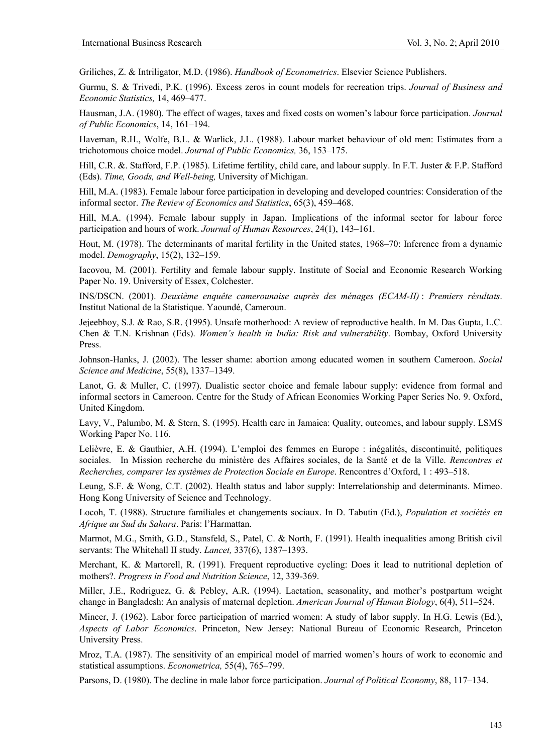Griliches, Z. & Intriligator, M.D. (1986). *Handbook of Econometrics*. Elsevier Science Publishers.

Gurmu, S. & Trivedi, P.K. (1996). Excess zeros in count models for recreation trips. *Journal of Business and Economic Statistics,* 14, 469–477.

Hausman, J.A. (1980). The effect of wages, taxes and fixed costs on women's labour force participation. *Journal of Public Economics*, 14, 161–194.

Haveman, R.H., Wolfe, B.L. & Warlick, J.L. (1988). Labour market behaviour of old men: Estimates from a trichotomous choice model. *Journal of Public Economics,* 36, 153–175.

Hill, C.R. &. Stafford, F.P. (1985). Lifetime fertility, child care, and labour supply. In F.T. Juster & F.P. Stafford (Eds). *Time, Goods, and Well-being,* University of Michigan.

Hill, M.A. (1983). Female labour force participation in developing and developed countries: Consideration of the informal sector. *The Review of Economics and Statistics*, 65(3), 459–468.

Hill, M.A. (1994). Female labour supply in Japan. Implications of the informal sector for labour force participation and hours of work. *Journal of Human Resources*, 24(1), 143–161.

Hout, M. (1978). The determinants of marital fertility in the United states, 1968–70: Inference from a dynamic model. *Demography*, 15(2), 132–159.

Iacovou, M. (2001). Fertility and female labour supply. Institute of Social and Economic Research Working Paper No. 19. University of Essex, Colchester.

INS/DSCN. (2001). *Deuxième enquête camerounaise auprès des ménages (ECAM-II)* : *Premiers résultats*. Institut National de la Statistique. Yaoundé, Cameroun.

Jejeebhoy, S.J. & Rao, S.R. (1995). Unsafe motherhood: A review of reproductive health. In M. Das Gupta, L.C. Chen & T.N. Krishnan (Eds). *Women's health in India: Risk and vulnerability*. Bombay, Oxford University Press.

Johnson-Hanks, J. (2002). The lesser shame: abortion among educated women in southern Cameroon. *Social Science and Medicine*, 55(8), 1337–1349.

Lanot, G. & Muller, C. (1997). Dualistic sector choice and female labour supply: evidence from formal and informal sectors in Cameroon. Centre for the Study of African Economies Working Paper Series No. 9. Oxford, United Kingdom.

Lavy, V., Palumbo, M. & Stern, S. (1995). Health care in Jamaica: Quality, outcomes, and labour supply. LSMS Working Paper No. 116.

Lelièvre, E. & Gauthier, A.H. (1994). L'emploi des femmes en Europe : inégalités, discontinuité, politiques sociales. In Mission recherche du ministère des Affaires sociales, de la Santé et de la Ville. *Rencontres et Recherches, comparer les systèmes de Protection Sociale en Europe*. Rencontres d'Oxford, 1 : 493–518.

Leung, S.F. & Wong, C.T. (2002). Health status and labor supply: Interrelationship and determinants. Mimeo. Hong Kong University of Science and Technology.

Locoh, T. (1988). Structure familiales et changements sociaux. In D. Tabutin (Ed.), *Population et sociétés en Afrique au Sud du Sahara*. Paris: l'Harmattan.

Marmot, M.G., Smith, G.D., Stansfeld, S., Patel, C. & North, F. (1991). Health inequalities among British civil servants: The Whitehall II study. *Lancet,* 337(6), 1387–1393.

Merchant, K. & Martorell, R. (1991). Frequent reproductive cycling: Does it lead to nutritional depletion of mothers?. *Progress in Food and Nutrition Science*, 12, 339-369.

Miller, J.E., Rodriguez, G. & Pebley, A.R. (1994). Lactation, seasonality, and mother's postpartum weight change in Bangladesh: An analysis of maternal depletion. *American Journal of Human Biology*, 6(4), 511–524.

Mincer, J. (1962). Labor force participation of married women: A study of labor supply. In H.G. Lewis (Ed.), *Aspects of Labor Economics*. Princeton, New Jersey: National Bureau of Economic Research, Princeton University Press.

Mroz, T.A. (1987). The sensitivity of an empirical model of married women's hours of work to economic and statistical assumptions. *Econometrica,* 55(4), 765–799.

Parsons, D. (1980). The decline in male labor force participation. *Journal of Political Economy*, 88, 117–134.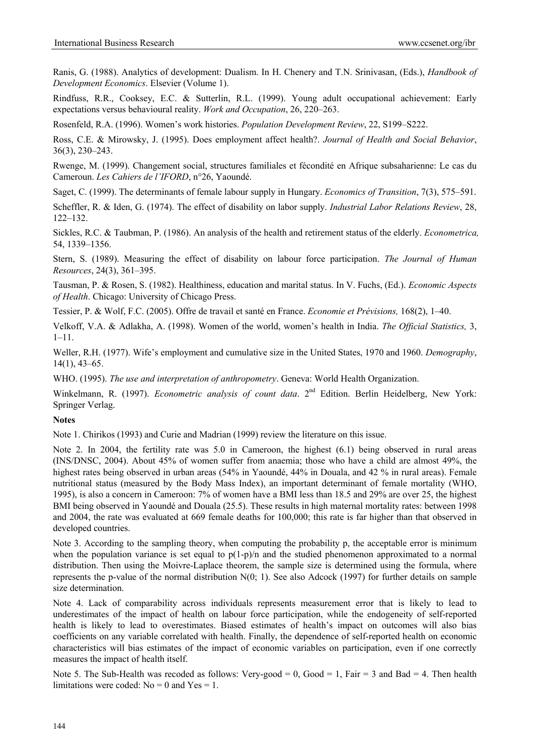Ranis, G. (1988). Analytics of development: Dualism. In H. Chenery and T.N. Srinivasan, (Eds.), *Handbook of Development Economics*. Elsevier (Volume 1).

Rindfuss, R.R., Cooksey, E.C. & Sutterlin, R.L. (1999). Young adult occupational achievement: Early expectations versus behavioural reality. *Work and Occupation*, 26, 220–263.

Rosenfeld, R.A. (1996). Women's work histories. *Population Development Review*, 22, S199–S222.

Ross, C.E. & Mirowsky, J. (1995). Does employment affect health?. *Journal of Health and Social Behavior*, 36(3), 230–243.

Rwenge, M. (1999). Changement social, structures familiales et fécondité en Afrique subsaharienne: Le cas du Cameroun. *Les Cahiers de l'IFORD*, n°26, Yaoundé.

Saget, C. (1999). The determinants of female labour supply in Hungary. *Economics of Transition*, 7(3), 575–591.

Scheffler, R. & Iden, G. (1974). The effect of disability on labor supply. *Industrial Labor Relations Review*, 28, 122–132.

Sickles, R.C. & Taubman, P. (1986). An analysis of the health and retirement status of the elderly. *Econometrica,* 54, 1339–1356.

Stern, S. (1989). Measuring the effect of disability on labour force participation. *The Journal of Human Resources*, 24(3), 361–395.

Tausman, P. & Rosen, S. (1982). Healthiness, education and marital status. In V. Fuchs, (Ed.). *Economic Aspects of Health*. Chicago: University of Chicago Press.

Tessier, P. & Wolf, F.C. (2005). Offre de travail et santé en France. *Economie et Prévisions,* 168(2), 1–40.

Velkoff, V.A. & Adlakha, A. (1998). Women of the world, women's health in India. *The Official Statistics,* 3, 1–11.

Weller, R.H. (1977). Wife's employment and cumulative size in the United States, 1970 and 1960. *Demography*, 14(1), 43–65.

WHO. (1995). *The use and interpretation of anthropometry*. Geneva: World Health Organization.

Winkelmann, R. (1997). *Econometric analysis of count data*. 2nd Edition. Berlin Heidelberg, New York: Springer Verlag.

**Notes**

Note 1. Chirikos (1993) and Curie and Madrian (1999) review the literature on this issue.

Note 2. In 2004, the fertility rate was 5.0 in Cameroon, the highest (6.1) being observed in rural areas (INS/DNSC, 2004). About 45% of women suffer from anaemia; those who have a child are almost 49%, the highest rates being observed in urban areas (54% in Yaoundé, 44% in Douala, and 42 % in rural areas). Female nutritional status (measured by the Body Mass Index), an important determinant of female mortality (WHO, 1995), is also a concern in Cameroon: 7% of women have a BMI less than 18.5 and 29% are over 25, the highest BMI being observed in Yaoundé and Douala (25.5). These results in high maternal mortality rates: between 1998 and 2004, the rate was evaluated at 669 female deaths for 100,000; this rate is far higher than that observed in developed countries.

Note 3. According to the sampling theory, when computing the probability p, the acceptable error is minimum when the population variance is set equal to p(1-p)/n and the studied phenomenon approximated to a normal distribution. Then using the Moivre-Laplace theorem, the sample size is determined using the formula, where represents the p-value of the normal distribution N(0; 1). See also Adcock (1997) for further details on sample size determination.

Note 4. Lack of comparability across individuals represents measurement error that is likely to lead to underestimates of the impact of health on labour force participation, while the endogeneity of self-reported health is likely to lead to overestimates. Biased estimates of health's impact on outcomes will also bias coefficients on any variable correlated with health. Finally, the dependence of self-reported health on economic characteristics will bias estimates of the impact of economic variables on participation, even if one correctly measures the impact of health itself.

Note 5. The Sub-Health was recoded as follows: Very-good = 0, Good = 1, Fair = 3 and Bad = 4. Then health limitations were coded: No = 0 and Yes = 1.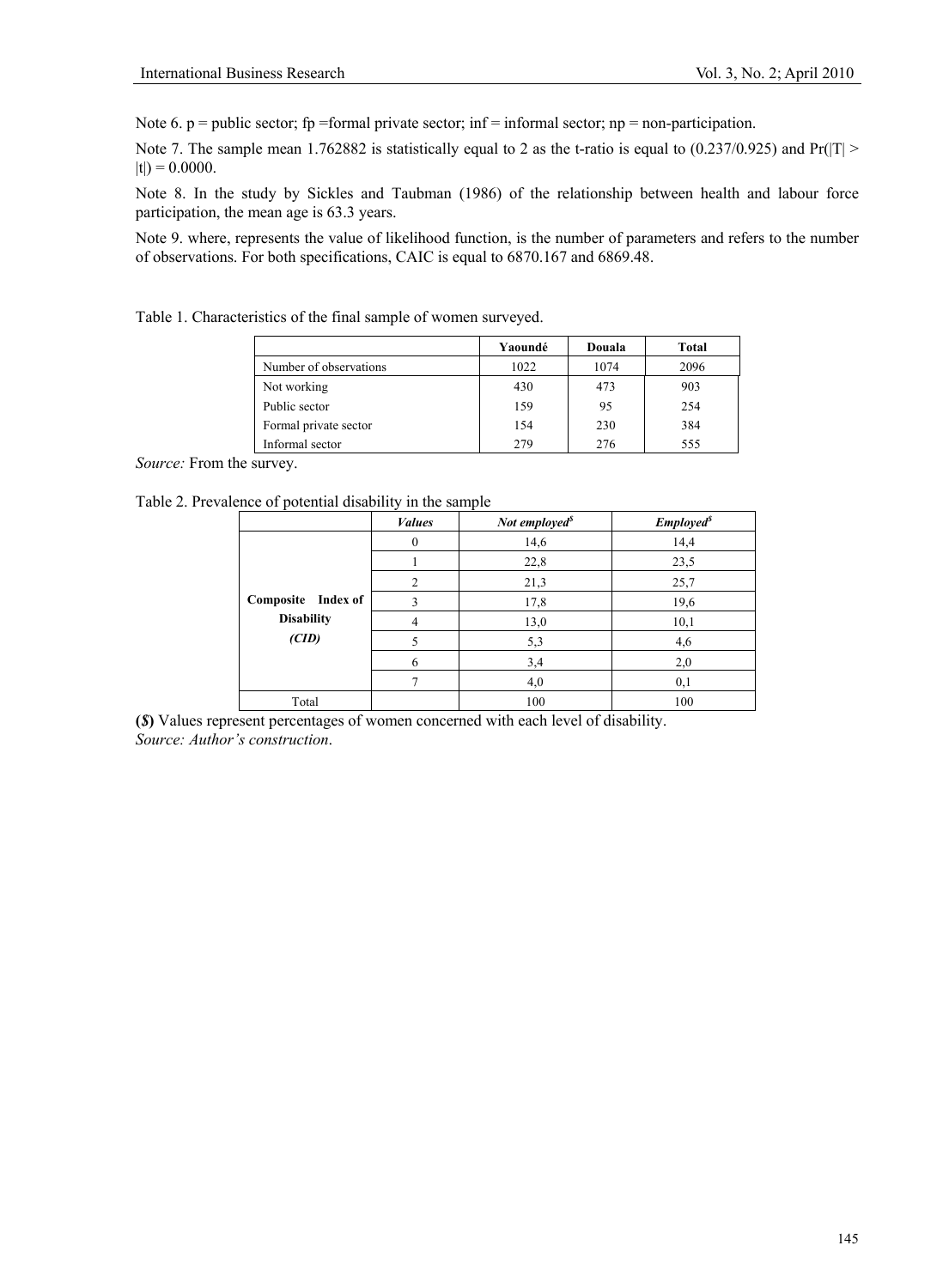Note 6. p = public sector; fp =formal private sector; inf = informal sector; np = non-participation.

Note 7. The sample mean 1.762882 is statistically equal to 2 as the t-ratio is equal to (0.237/0.925) and $Pr(|T| > |t|) = 0.0000$.

Note 8. In the study by Sickles and Taubman (1986) of the relationship between health and labour force participation, the mean age is 63.3 years.

Note 9. where, represents the value of likelihood function, is the number of parameters and refers to the number of observations. For both specifications, CAIC is equal to 6870.167 and 6869.48.

Table 1. Characteristics of the final sample of women surveyed.

| | Yaoundé | Douala | Total |
|---|---|---|---|
| Number of observations | 1022 | 1074 | 2096 |
| Not working | 430 | 473 | 903 |
| Public sector | 159 | 95 | 254 |
| Formal private sector | 154 | 230 | 384 |
| Informal sector | 279 | 276 | 555 |

*Source:* From the survey.

Table 2. Prevalence of potential disability in the sample

| | *Values* | *Not employed*[$] | *Employed*[$] |
|---|---|---|---|
| **Composite Index of Disability** ***(CID)*** | 0 | 14,6 | 14,4 |
| | 1 | 22,8 | 23,5 |
| | 2 | 21,3 | 25,7 |
| | 3 | 17,8 | 19,6 |
| | 4 | 13,0 | 10,1 |
| | 5 | 5,3 | 4,6 |
| | 6 | 3,4 | 2,0 |
| | 7 | 4,0 | 0,1 |
| Total | | 100 | 100 |

**(*$*)** Values represent percentages of women concerned with each level of disability.
*Source: Author's construction*.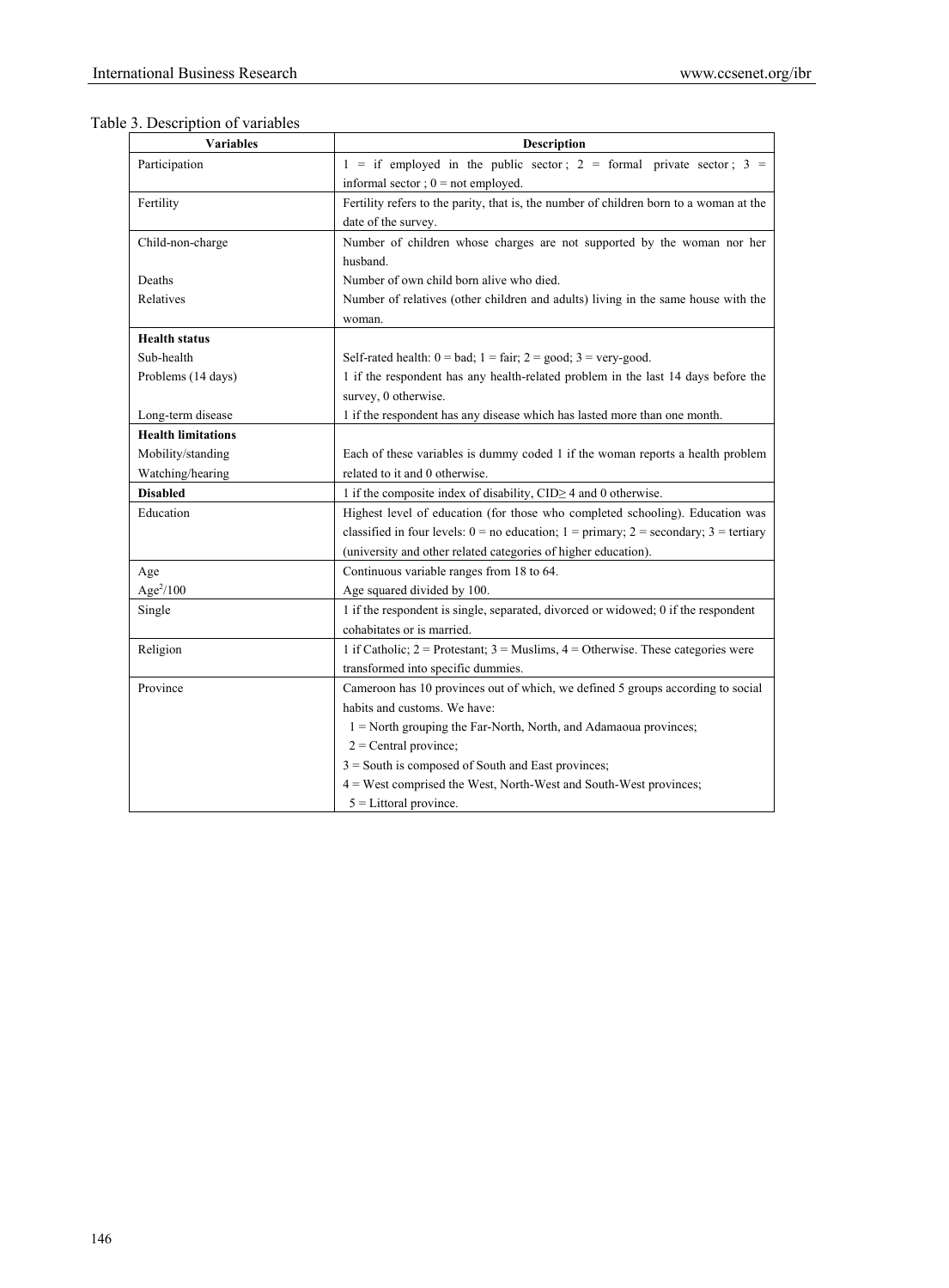Table 3. Description of variables

| Variables | Description |
|---|---|
| Participation | 1 = if employed in the public sector ; 2 = formal private sector ; 3 = informal sector ; 0 = not employed. |
| Fertility | Fertility refers to the parity, that is, the number of children born to a woman at the date of the survey. |
| Child-non-charge | Number of children whose charges are not supported by the woman nor her husband. |
| Deaths | Number of own child born alive who died. |
| Relatives | Number of relatives (other children and adults) living in the same house with the woman. |
| **Health status** | |
| Sub-health | Self-rated health: 0 = bad; 1 = fair; 2 = good; 3 = very-good. |
| Problems (14 days) | 1 if the respondent has any health-related problem in the last 14 days before the survey, 0 otherwise. |
| Long-term disease | 1 if the respondent has any disease which has lasted more than one month. |
| **Health limitations** | |
| Mobility/standing | Each of these variables is dummy coded 1 if the woman reports a health problem |
| Watching/hearing | related to it and 0 otherwise. |
| **Disabled** | 1 if the composite index of disability, CID≥ 4 and 0 otherwise. |
| Education | Highest level of education (for those who completed schooling). Education was classified in four levels: 0 = no education; 1 = primary; 2 = secondary; 3 = tertiary (university and other related categories of higher education). |
| Age | Continuous variable ranges from 18 to 64. |
| $Age^2/100$ | Age squared divided by 100. |
| Single | 1 if the respondent is single, separated, divorced or widowed; 0 if the respondent cohabitates or is married. |
| Religion | 1 if Catholic; 2 = Protestant; 3 = Muslims, 4 = Otherwise. These categories were transformed into specific dummies. |
| Province | Cameroon has 10 provinces out of which, we defined 5 groups according to social habits and customs. We have: 1 = North grouping the Far-North, North, and Adamaoua provinces; 2 = Central province; 3 = South is composed of South and East provinces; 4 = West comprised the West, North-West and South-West provinces; 5 = Littoral province. |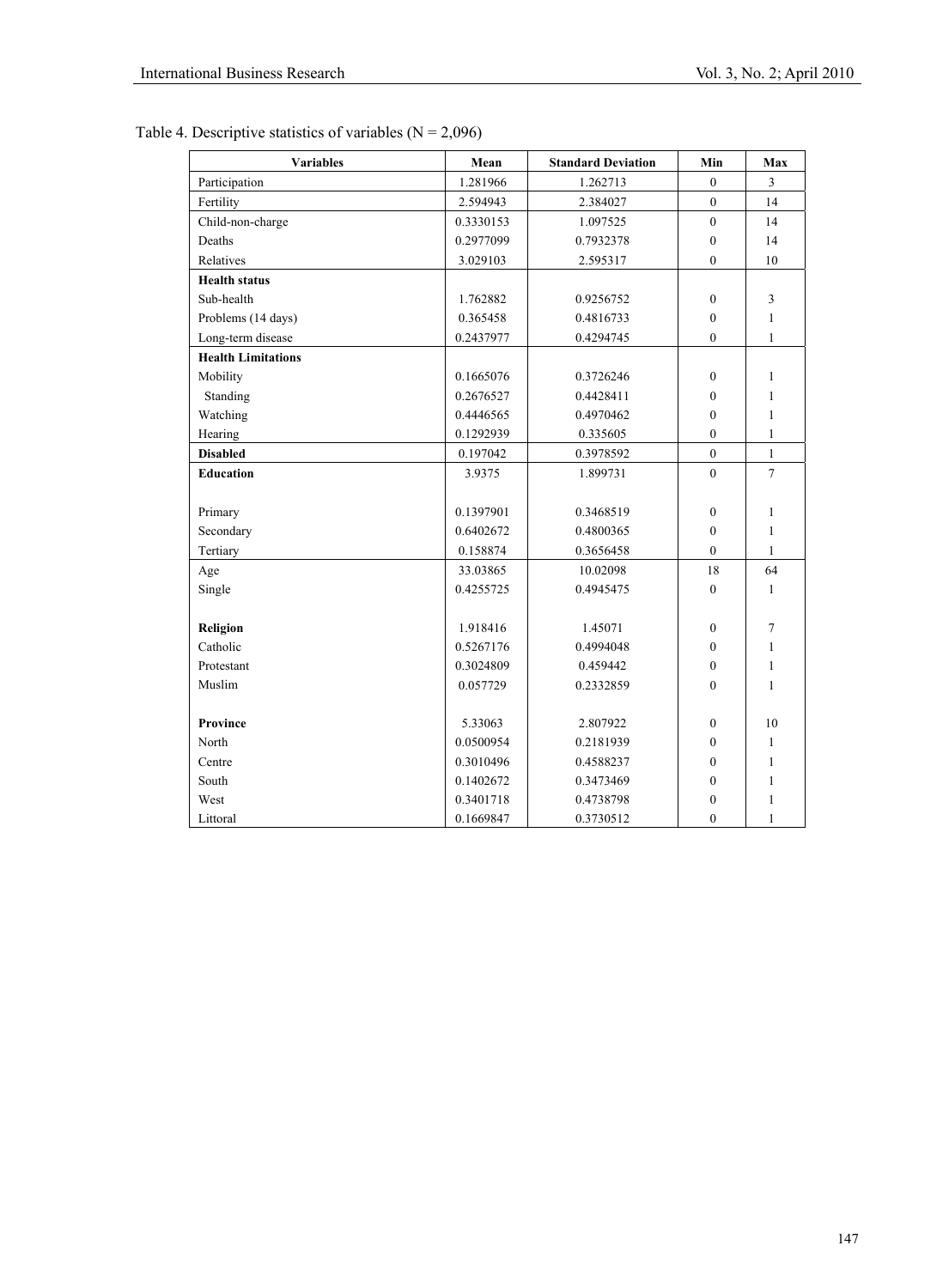Table 4. Descriptive statistics of variables (N = 2,096)

| Variables | Mean | Standard Deviation | Min | Max |
|---|---|---|---|---|
| Participation | 1.281966 | 1.262713 | 0 | 3 |
| Fertility | 2.594943 | 2.384027 | 0 | 14 |
| Child-non-charge | 0.3330153 | 1.097525 | 0 | 14 |
| Deaths | 0.2977099 | 0.7932378 | 0 | 14 |
| Relatives | 3.029103 | 2.595317 | 0 | 10 |
| **Health status** | | | | |
| Sub-health | 1.762882 | 0.9256752 | 0 | 3 |
| Problems (14 days) | 0.365458 | 0.4816733 | 0 | 1 |
| Long-term disease | 0.2437977 | 0.4294745 | 0 | 1 |
| **Health Limitations** | | | | |
| Mobility | 0.1665076 | 0.3726246 | 0 | 1 |
| Standing | 0.2676527 | 0.4428411 | 0 | 1 |
| Watching | 0.4446565 | 0.4970462 | 0 | 1 |
| Hearing | 0.1292939 | 0.335605 | 0 | 1 |
| **Disabled** | 0.197042 | 0.3978592 | 0 | 1 |
| **Education** | 3.9375 | 1.899731 | 0 | 7 |
| Primary | 0.1397901 | 0.3468519 | 0 | 1 |
| Secondary | 0.6402672 | 0.4800365 | 0 | 1 |
| Tertiary | 0.158874 | 0.3656458 | 0 | 1 |
| Age | 33.03865 | 10.02098 | 18 | 64 |
| Single | 0.4255725 | 0.4945475 | 0 | 1 |
| **Religion** | 1.918416 | 1.45071 | 0 | 7 |
| Catholic | 0.5267176 | 0.4994048 | 0 | 1 |
| Protestant | 0.3024809 | 0.459442 | 0 | 1 |
| Muslim | 0.057729 | 0.2332859 | 0 | 1 |
| **Province** | 5.33063 | 2.807922 | 0 | 10 |
| North | 0.0500954 | 0.2181939 | 0 | 1 |
| Centre | 0.3010496 | 0.4588237 | 0 | 1 |
| South | 0.1402672 | 0.3473469 | 0 | 1 |
| West | 0.3401718 | 0.4738798 | 0 | 1 |
| Littoral | 0.1669847 | 0.3730512 | 0 | 1 |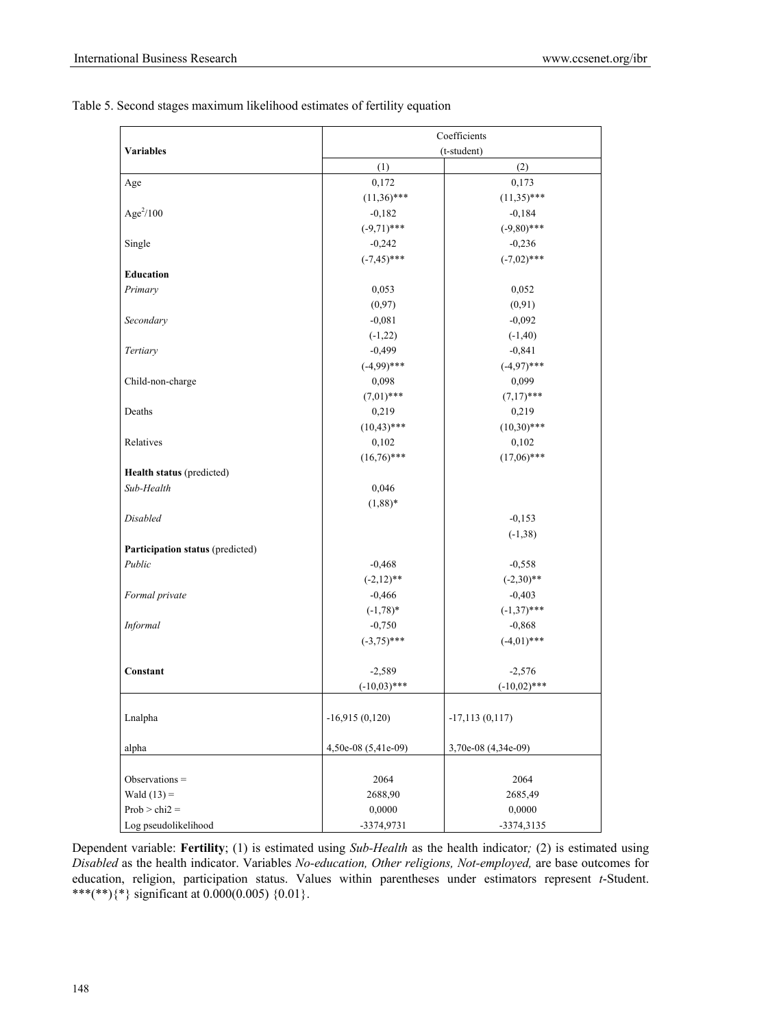Table 5. Second stages maximum likelihood estimates of fertility equation

| Variables | Coefficients (t-student) | |
|---|---|---|
| | (1) | (2) |
| Age | 0,172 | 0,173 |
| | (11,36)*** | (11,35)*** |
| $Age^2/100$ | -0,182 | -0,184 |
| | (-9,71)*** | (-9,80)*** |
| Single | -0,242 | -0,236 |
| | (-7,45)*** | (-7,02)*** |
| **Education** | | |
| *Primary* | 0,053 | 0,052 |
| | (0,97) | (0,91) |
| *Secondary* | -0,081 | -0,092 |
| | (-1,22) | (-1,40) |
| *Tertiary* | -0,499 | -0,841 |
| | (-4,99)*** | (-4,97)*** |
| Child-non-charge | 0,098 | 0,099 |
| | (7,01)*** | (7,17)*** |
| Deaths | 0,219 | 0,219 |
| | (10,43)*** | (10,30)*** |
| Relatives | 0,102 | 0,102 |
| | (16,76)*** | (17,06)*** |
| **Health status** (predicted) | | |
| *Sub-Health* | 0,046 | |
| | (1,88)* | |
| *Disabled* | | -0,153 |
| | | (-1,38) |
| **Participation status** (predicted) | | |
| *Public* | -0,468 | -0,558 |
| | (-2,12)** | (-2,30)** |
| *Formal private* | -0,466 | -0,403 |
| | (-1,78)* | (-1,37)*** |
| *Informal* | -0,750 | -0,868 |
| | (-3,75)*** | (-4,01)*** |
| **Constant** | -2,589 | -2,576 |
| | (-10,03)*** | (-10,02)*** |
| Lnalpha | -16,915 (0,120) | -17,113 (0,117) |
| alpha | 4,50e-08 (5,41e-09) | 3,70e-08 (4,34e-09) |
| Observations = | 2064 | 2064 |
| Wald (13) = | 2688,90 | 2685,49 |
| Prob > chi2 = | 0,0000 | 0,0000 |
| Log pseudolikelihood | -3374,9731 | -3374,3135 |

Dependent variable: **Fertility**; (1) is estimated using *Sub-Health* as the health indicator*;* (2) is estimated using *Disabled* as the health indicator. Variables *No-education, Other religions, Not-employed,* are base outcomes for education, religion, participation status. Values within parentheses under estimators represent *t*-Student. \*\*\*(\*\*){\*} significant at 0.000(0.005) {0.01}.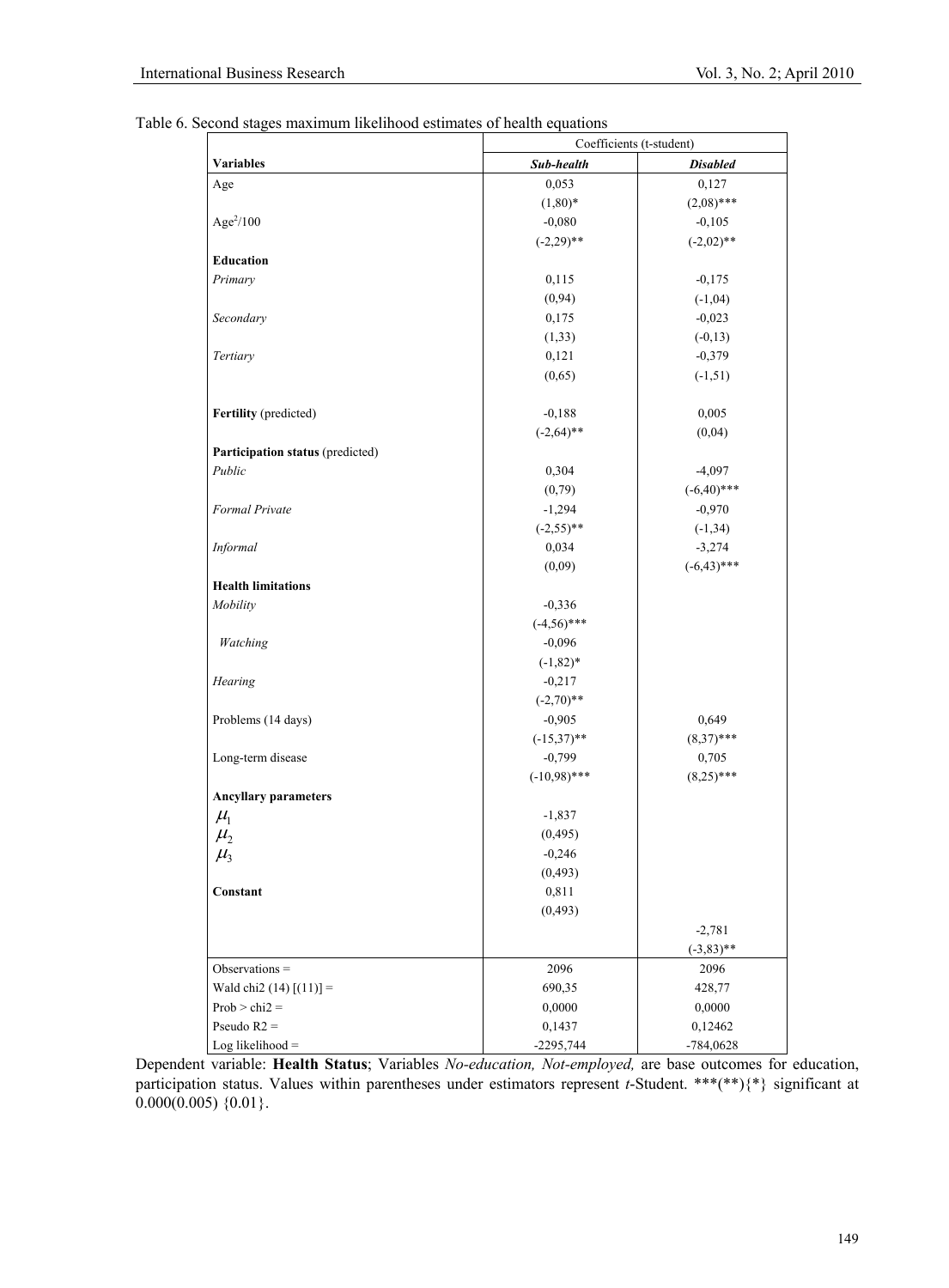Table 6. Second stages maximum likelihood estimates of health equations

| | Coefficients (t-student) | |
|---|---|---|
| **Variables** | ***Sub-health*** | ***Disabled*** |
| Age | 0,053 | 0,127 |
| | (1,80)* | (2,08)*** |
| $Age^2/100$ | -0,080 | -0,105 |
| | (-2,29)** | (-2,02)** |
| **Education** | | |
| *Primary* | 0,115 | -0,175 |
| | (0,94) | (-1,04) |
| *Secondary* | 0,175 | -0,023 |
| | (1,33) | (-0,13) |
| *Tertiary* | 0,121 | -0,379 |
| | (0,65) | (-1,51) |
| **Fertility** (predicted) | -0,188 | 0,005 |
| | (-2,64)** | (0,04) |
| **Participation status** (predicted) | | |
| *Public* | 0,304 | -4,097 |
| | (0,79) | (-6,40)*** |
| *Formal Private* | -1,294 | -0,970 |
| | (-2,55)** | (-1,34) |
| *Informal* | 0,034 | -3,274 |
| | (0,09) | (-6,43)*** |
| **Health limitations** | | |
| *Mobility* | -0,336 | |
| | (-4,56)*** | |
| *Watching* | -0,096 | |
| | (-1,82)* | |
| *Hearing* | -0,217 | |
| | (-2,70)** | |
| Problems (14 days) | -0,905 | 0,649 |
| | (-15,37)** | (8,37)*** |
| Long-term disease | -0,799 | 0,705 |
| | (-10,98)*** | (8,25)*** |
| **Ancyllary parameters** | | |
| $\mu_1$ | -1,837 | |
| $\mu_2$ | (0,495) | |
| $\mu_3$ | -0,246 | |
| | (0,493) | |
| **Constant** | 0,811 | |
| | (0,493) | |
| | | -2,781 |
| | | (-3,83)** |
| Observations = | 2096 | 2096 |
| Wald chi2 (14) [(11)] = | 690,35 | 428,77 |
| Prob > chi2 = | 0,0000 | 0,0000 |
| Pseudo R2 = | 0,1437 | 0,12462 |
| Log likelihood = | -2295,744 | -784,0628 |

Dependent variable: **Health Status**; Variables *No-education, Not-employed,* are base outcomes for education, participation status. Values within parentheses under estimators represent *t*-Student. ***(**){*} significant at 0.000(0.005) {0.01}.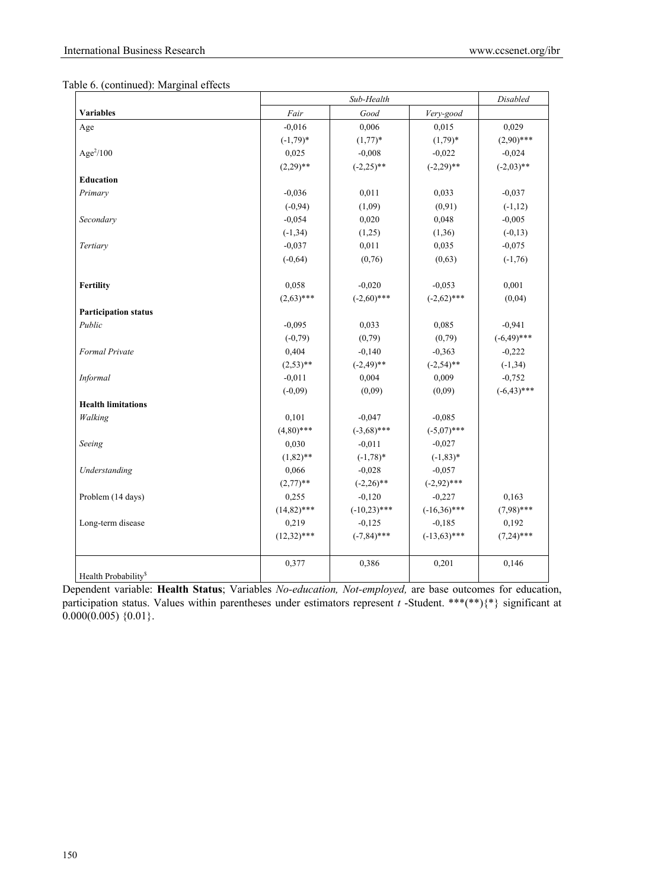Table 6. (continued): Marginal effects

| | *Sub-Health* | | | *Disabled* |
|---|---|---|---|---|
| **Variables** | *Fair* | *Good* | *Very-good* | |
| Age | -0,016 | 0,006 | 0,015 | 0,029 |
| | (-1,79)* | (1,77)* | (1,79)* | (2,90)*** |
| Age$^2$/100 | 0,025 | -0,008 | -0,022 | -0,024 |
| | (2,29)** | (-2,25)** | (-2,29)** | (-2,03)** |
| **Education** | | | | |
| *Primary* | -0,036 | 0,011 | 0,033 | -0,037 |
| | (-0,94) | (1,09) | (0,91) | (-1,12) |
| *Secondary* | -0,054 | 0,020 | 0,048 | -0,005 |
| | (-1,34) | (1,25) | (1,36) | (-0,13) |
| *Tertiary* | -0,037 | 0,011 | 0,035 | -0,075 |
| | (-0,64) | (0,76) | (0,63) | (-1,76) |
| **Fertility** | 0,058 | -0,020 | -0,053 | 0,001 |
| | (2,63)*** | (-2,60)*** | (-2,62)*** | (0,04) |
| **Participation status** | | | | |
| *Public* | -0,095 | 0,033 | 0,085 | -0,941 |
| | (-0,79) | (0,79) | (0,79) | (-6,49)*** |
| *Formal Private* | 0,404 | -0,140 | -0,363 | -0,222 |
| | (2,53)** | (-2,49)** | (-2,54)** | (-1,34) |
| *Informal* | -0,011 | 0,004 | 0,009 | -0,752 |
| | (-0,09) | (0,09) | (0,09) | (-6,43)*** |
| **Health limitations** | | | | |
| *Walking* | 0,101 | -0,047 | -0,085 | |
| | (4,80)*** | (-3,68)*** | (-5,07)*** | |
| *Seeing* | 0,030 | -0,011 | -0,027 | |
| | (1,82)** | (-1,78)* | (-1,83)* | |
| *Understanding* | 0,066 | -0,028 | -0,057 | |
| | (2,77)** | (-2,26)** | (-2,92)*** | |
| Problem (14 days) | 0,255 | -0,120 | -0,227 | 0,163 |
| | (14,82)*** | (-10,23)*** | (-16,36)*** | (7,98)*** |
| Long-term disease | 0,219 | -0,125 | -0,185 | 0,192 |
| | (12,32)*** | (-7,84)*** | (-13,63)*** | (7,24)*** |
| Health Probability$ | 0,377 | 0,386 | 0,201 | 0,146 |

Dependent variable: **Health Status**; Variables *No-education, Not-employed,* are base outcomes for education, participation status. Values within parentheses under estimators represent *t* -Student. ***(**){*} significant at 0.000(0.005) {0.01}.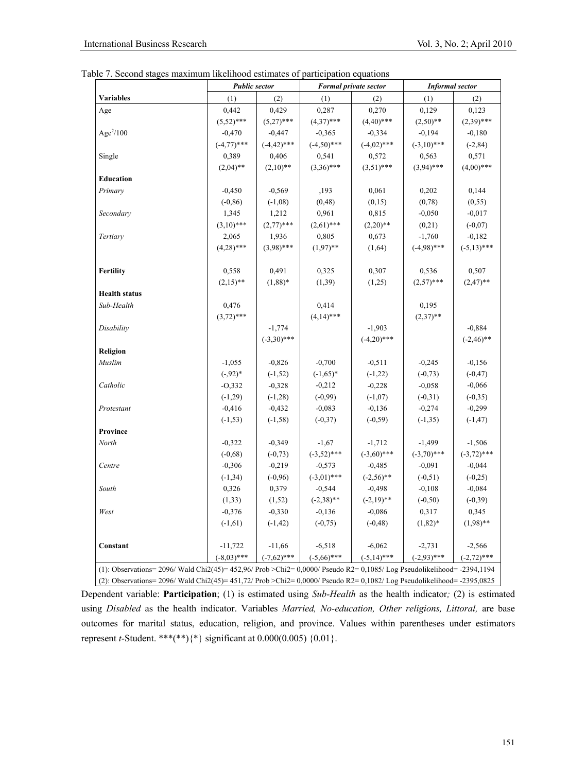Table 7. Second stages maximum likelihood estimates of participation equations

| | *Public sector* | | *Formal private sector* | | *Informal sector* | |
|---|---|---|---|---|---|---|
| **Variables** | (1) | (2) | (1) | (2) | (1) | (2) |
| Age | 0,442 | 0,429 | 0,287 | 0,270 | 0,129 | 0,123 |
| | (5,52)*** | (5,27)*** | (4,37)*** | (4,40)*** | (2,50)** | (2,39)*** |
| $Age^2/100$ | -0,470 | -0,447 | -0,365 | -0,334 | -0,194 | -0,180 |
| | (-4,77)*** | (-4,42)*** | (-4,50)*** | (-4,02)*** | (-3,10)*** | (-2,84) |
| Single | 0,389 | 0,406 | 0,541 | 0,572 | 0,563 | 0,571 |
| | (2,04)** | (2,10)** | (3,36)*** | (3,51)*** | (3,94)*** | (4,00)*** |
| **Education** | | | | | | |
| *Primary* | -0,450 | -0,569 | ,193 | 0,061 | 0,202 | 0,144 |
| | (-0,86) | (-1,08) | (0,48) | (0,15) | (0,78) | (0,55) |
| *Secondary* | 1,345 | 1,212 | 0,961 | 0,815 | -0,050 | -0,017 |
| | (3,10)*** | (2,77)*** | (2,61)*** | (2,20)** | (0,21) | (-0,07) |
| *Tertiary* | 2,065 | 1,936 | 0,805 | 0,673 | -1,760 | -0,182 |
| | (4,28)*** | (3,98)*** | (1,97)** | (1,64) | (-4,98)*** | (-5,13)*** |
| **Fertility** | 0,558 | 0,491 | 0,325 | 0,307 | 0,536 | 0,507 |
| | (2,15)** | (1,88)* | (1,39) | (1,25) | (2,57)*** | (2,47)** |
| **Health status** | | | | | | |
| *Sub-Health* | 0,476 | | 0,414 | | 0,195 | |
| | (3,72)*** | | (4,14)*** | | (2,37)** | |
| *Disability* | | -1,774 | | -1,903 | | -0,884 |
| | | (-3,30)*** | | (-4,20)*** | | (-2,46)** |
| **Religion** | | | | | | |
| *Muslim* | -1,055 | -0,826 | -0,700 | -0,511 | -0,245 | -0,156 |
| | (-,92)* | (-1,52) | (-1,65)* | (-1,22) | (-0,73) | (-0,47) |
| *Catholic* | -O,332 | -0,328 | -0,212 | -0,228 | -0,058 | -0,066 |
| | (-1,29) | (-1,28) | (-0,99) | (-1,07) | (-0,31) | (-0,35) |
| *Protestant* | -0,416 | -0,432 | -0,083 | -0,136 | -0,274 | -0,299 |
| | (-1,53) | (-1,58) | (-0,37) | (-0,59) | (-1,35) | (-1,47) |
| **Province** | | | | | | |
| *North* | -0,322 | -0,349 | -1,67 | -1,712 | -1,499 | -1,506 |
| | (-0,68) | (-0,73) | (-3,52)*** | (-3,60)*** | (-3,70)*** | (-3,72)*** |
| *Centre* | -0,306 | -0,219 | -0,573 | -0,485 | -0,091 | -0,044 |
| | (-1,34) | (-0,96) | (-3,01)*** | (-2,56)** | (-0,51) | (-0,25) |
| *South* | 0,326 | 0,379 | -0,544 | -0,498 | -0,108 | -0,084 |
| | (1,33) | (1,52) | (-2,38)** | (-2,19)** | (-0,50) | (-0,39) |
| *West* | -0,376 | -0,330 | -0,136 | -0,086 | 0,317 | 0,345 |
| | (-1,61) | (-1,42) | (-0,75) | (-0,48) | (1,82)* | (1,98)** |
| **Constant** | -11,722 | -11,66 | -6,518 | -6,062 | -2,731 | -2,566 |
| | (-8,03)*** | (-7,62)*** | (-5,66)*** | (-5,14)*** | (-2,93)*** | (-2,72)*** |

(1): Observations= 2096/ Wald Chi2(45)= 452,96/ Prob >Chi2= 0,0000/ Pseudo R2= 0,1085/ Log Pseudolikelihood= -2394,1194

(2): Observations= 2096/ Wald Chi2(45)= 451,72/ Prob >Chi2= 0,0000/ Pseudo R2= 0,1082/ Log Pseudolikelihood= -2395,0825

Dependent variable: **Participation**; (1) is estimated using *Sub-Health* as the health indicator*;* (2) is estimated using *Disabled* as the health indicator. Variables *Married, No-education, Other religions, Littoral,* are base outcomes for marital status, education, religion, and province. Values within parentheses under estimators represent *t*-Student. ***(**){*} significant at 0.000(0.005) {0.01}.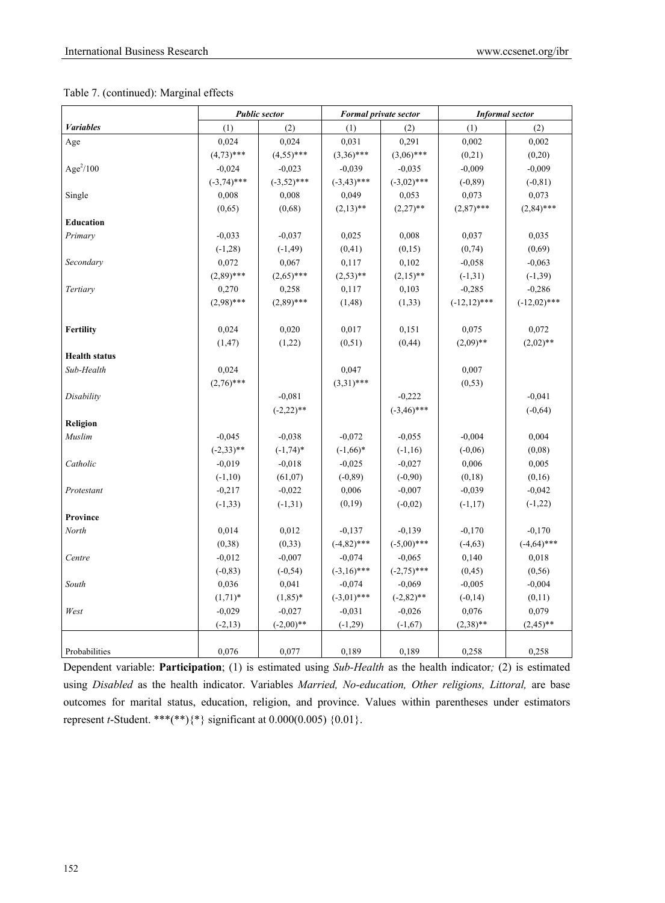Table 7. (continued): Marginal effects

| | *Public sector* | | *Formal private sector* | | *Informal sector* | |
|---|---|---|---|---|---|---|
| ***Variables*** | (1) | (2) | (1) | (2) | (1) | (2) |
| Age | 0,024 | 0,024 | 0,031 | 0,291 | 0,002 | 0,002 |
| | (4,73)*** | (4,55)*** | (3,36)*** | (3,06)*** | (0,21) | (0,20) |
| $Age^2/100$ | -0,024 | -0,023 | -0,039 | -0,035 | -0,009 | -0,009 |
| | (-3,74)*** | (-3,52)*** | (-3,43)*** | (-3,02)*** | (-0,89) | (-0,81) |
| Single | 0,008 | 0,008 | 0,049 | 0,053 | 0,073 | 0,073 |
| | (0,65) | (0,68) | (2,13)** | (2,27)** | (2,87)*** | (2,84)*** |
| **Education** | | | | | | |
| *Primary* | -0,033 | -0,037 | 0,025 | 0,008 | 0,037 | 0,035 |
| | (-1,28) | (-1,49) | (0,41) | (0,15) | (0,74) | (0,69) |
| *Secondary* | 0,072 | 0,067 | 0,117 | 0,102 | -0,058 | -0,063 |
| | (2,89)*** | (2,65)*** | (2,53)** | (2,15)** | (-1,31) | (-1,39) |
| *Tertiary* | 0,270 | 0,258 | 0,117 | 0,103 | -0,285 | -0,286 |
| | (2,98)*** | (2,89)*** | (1,48) | (1,33) | (-12,12)*** | (-12,02)*** |
| **Fertility** | 0,024 | 0,020 | 0,017 | 0,151 | 0,075 | 0,072 |
| | (1,47) | (1,22) | (0,51) | (0,44) | (2,09)** | (2,02)** |
| **Health status** | | | | | | |
| *Sub-Health* | 0,024 | | 0,047 | | 0,007 | |
| | (2,76)*** | | (3,31)*** | | (0,53) | |
| *Disability* | | -0,081 | | -0,222 | | -0,041 |
| | | (-2,22)** | | (-3,46)*** | | (-0,64) |
| **Religion** | | | | | | |
| *Muslim* | -0,045 | -0,038 | -0,072 | -0,055 | -0,004 | 0,004 |
| | (-2,33)** | (-1,74)* | (-1,66)* | (-1,16) | (-0,06) | (0,08) |
| *Catholic* | -0,019 | -0,018 | -0,025 | -0,027 | 0,006 | 0,005 |
| | (-1,10) | (61,07) | (-0,89) | (-0,90) | (0,18) | (0,16) |
| *Protestant* | -0,217 | -0,022 | 0,006 | -0,007 | -0,039 | -0,042 |
| | (-1,33) | (-1,31) | (0,19) | (-0,02) | (-1,17) | (-1,22) |
| **Province** | | | | | | |
| *North* | 0,014 | 0,012 | -0,137 | -0,139 | -0,170 | -0,170 |
| | (0,38) | (0,33) | (-4,82)*** | (-5,00)*** | (-4,63) | (-4,64)*** |
| *Centre* | -0,012 | -0,007 | -0,074 | -0,065 | 0,140 | 0,018 |
| | (-0,83) | (-0,54) | (-3,16)*** | (-2,75)*** | (0,45) | (0,56) |
| *South* | 0,036 | 0,041 | -0,074 | -0,069 | -0,005 | -0,004 |
| | (1,71)* | (1,85)* | (-3,01)*** | (-2,82)** | (-0,14) | (0,11) |
| *West* | -0,029 | -0,027 | -0,031 | -0,026 | 0,076 | 0,079 |
| | (-2,13) | (-2,00)** | (-1,29) | (-1,67) | (2,38)** | (2,45)** |
| Probabilities | 0,076 | 0,077 | 0,189 | 0,189 | 0,258 | 0,258 |

Dependent variable: **Participation**; (1) is estimated using *Sub-Health* as the health indicator*;* (2) is estimated using *Disabled* as the health indicator. Variables *Married, No-education, Other religions, Littoral,* are base outcomes for marital status, education, religion, and province. Values within parentheses under estimators represent *t*-Student. \*\*\*(\*\*){\*} significant at 0.000(0.005) {0.01}.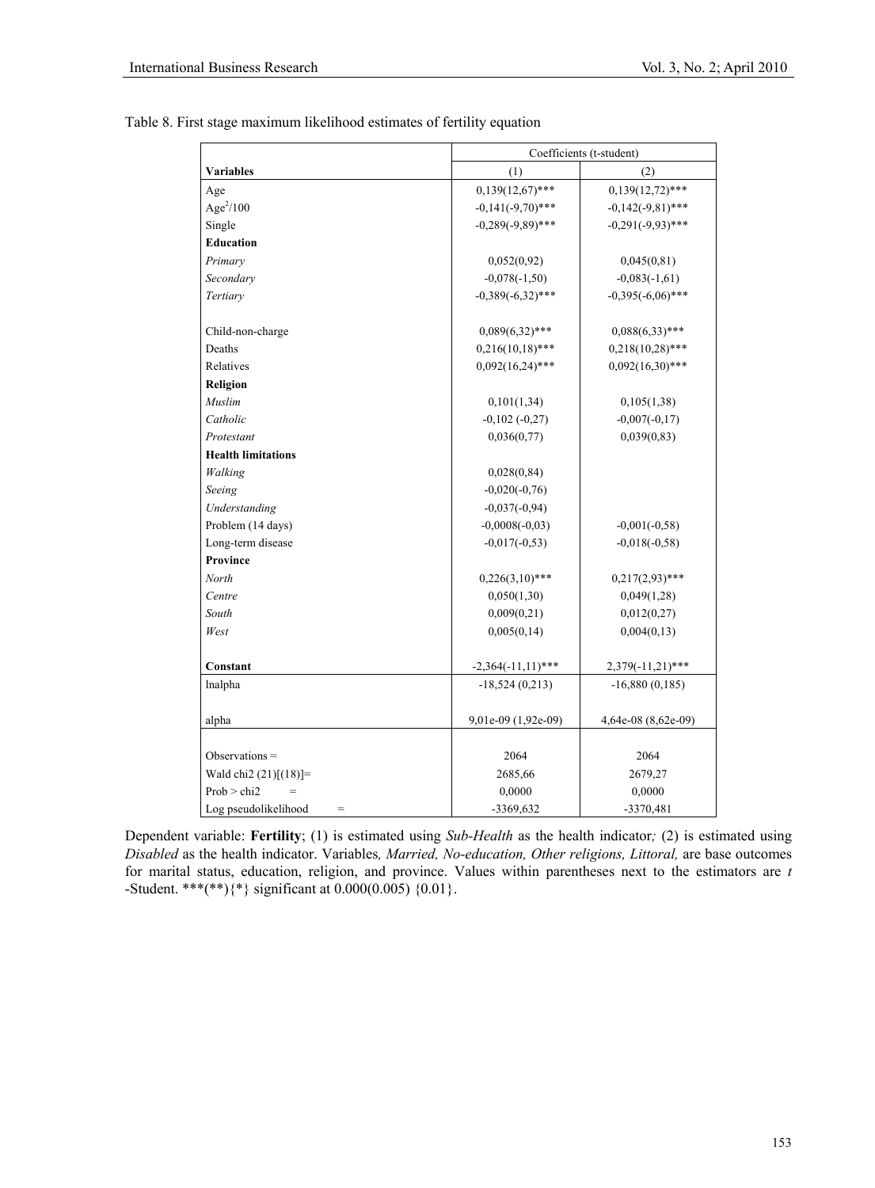Table 8. First stage maximum likelihood estimates of fertility equation

| | Coefficients (t-student) | |
|---|---|---|
| **Variables** | (1) | (2) |
| Age | 0,139(12,67)*** | 0,139(12,72)*** |
| $Age^2/100$ | -0,141(-9,70)*** | -0,142(-9,81)*** |
| Single | -0,289(-9,89)*** | -0,291(-9,93)*** |
| **Education** | | |
| *Primary* | 0,052(0,92) | 0,045(0,81) |
| *Secondary* | -0,078(-1,50) | -0,083(-1,61) |
| *Tertiary* | -0,389(-6,32)*** | -0,395(-6,06)*** |
| Child-non-charge | 0,089(6,32)*** | 0,088(6,33)*** |
| Deaths | 0,216(10,18)*** | 0,218(10,28)*** |
| Relatives | 0,092(16,24)*** | 0,092(16,30)*** |
| **Religion** | | |
| *Muslim* | 0,101(1,34) | 0,105(1,38) |
| *Catholic* | -0,102 (-0,27) | -0,007(-0,17) |
| *Protestant* | 0,036(0,77) | 0,039(0,83) |
| **Health limitations** | | |
| *Walking* | 0,028(0,84) | |
| *Seeing* | -0,020(-0,76) | |
| *Understanding* | -0,037(-0,94) | |
| Problem (14 days) | -0,0008(-0,03) | -0,001(-0,58) |
| Long-term disease | -0,017(-0,53) | -0,018(-0,58) |
| **Province** | | |
| *North* | 0,226(3,10)*** | 0,217(2,93)*** |
| *Centre* | 0,050(1,30) | 0,049(1,28) |
| *South* | 0,009(0,21) | 0,012(0,27) |
| *West* | 0,005(0,14) | 0,004(0,13) |
| **Constant** | -2,364(-11,11)*** | 2,379(-11,21)*** |
| lnalpha | -18,524 (0,213) | -16,880 (0,185) |
| alpha | 9,01e-09 (1,92e-09) | 4,64e-08 (8,62e-09) |
| Observations = | 2064 | 2064 |
| Wald chi2 (21)[(18)]= | 2685,66 | 2679,27 |
| Prob > chi2 = | 0,0000 | 0,0000 |
| Log pseudolikelihood = | -3369,632 | -3370,481 |

Dependent variable: **Fertility**; (1) is estimated using *Sub-Health* as the health indicator*;* (2) is estimated using *Disabled* as the health indicator. Variables*, Married, No-education, Other religions, Littoral,* are base outcomes for marital status, education, religion, and province. Values within parentheses next to the estimators are *t* -Student. ***(**){*} significant at 0.000(0.005) {0.01}.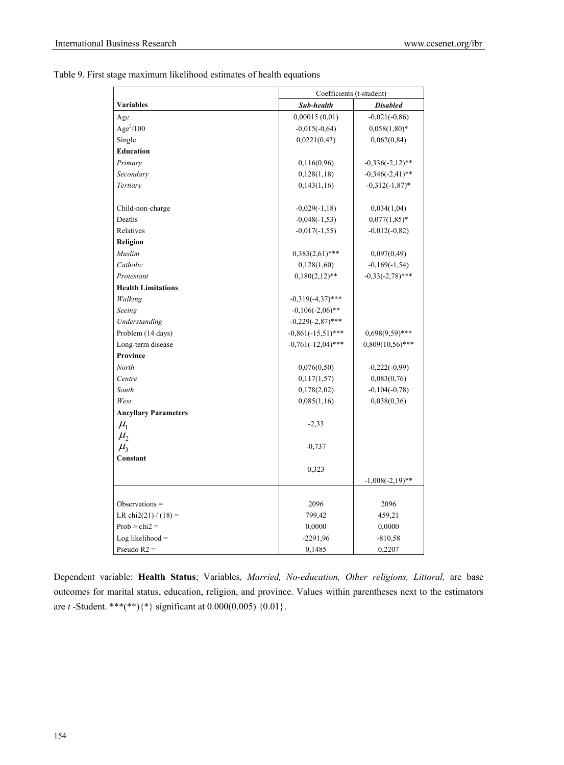Table 9. First stage maximum likelihood estimates of health equations

| | Coefficients (t-student) | |
|---|---|---|
| **Variables** | ***Sub-health*** | ***Disabled*** |
| Age | 0,00015 (0,01) | -0,021(-0,86) |
| $Age^2/100$ | -0,015(-0,64) | 0,058(1,80)* |
| Single | 0,0221(0,43) | 0,062(0,84) |
| **Education** | | |
| *Primary* | 0,116(0,96) | -0,336(-2,12)** |
| *Secondary* | 0,128(1,18) | -0,346(-2,41)** |
| *Tertiary* | 0,143(1,16) | -0,312(-1,87)* |
| Child-non-charge | -0,029(-1,18) | 0,034(1,04) |
| Deaths | -0,048(-1,53) | 0,077(1,85)* |
| Relatives | -0,017(-1,55) | -0,012(-0,82) |
| **Religion** | | |
| *Muslim* | 0,383(2,61)*** | 0,097(0,49) |
| *Catholic* | 0,128(1,60) | -0,169(-1,54) |
| *Protestant* | 0,180(2,12)** | -0,33(-2,78)*** |
| **Health Limitations** | | |
| *Walking* | -0,319(-4,37)*** | |
| *Seeing* | -0,106(-2,06)** | |
| *Understanding* | -0,229(-2,87)*** | |
| Problem (14 days) | -0,861(-15,51)*** | 0,698(9,59)*** |
| Long-term disease | -0,761(-12,04)*** | 0,809(10,56)*** |
| **Province** | | |
| *North* | 0,076(0,50) | -0,222(-0,99) |
| *Centre* | 0,117(1,57) | 0,083(0,76) |
| *South* | 0,178(2,02) | -0,104(-0,78) |
| *West* | 0,085(1,16) | 0,038(0,36) |
| **Ancyllary Parameters** | | |
| $\mu_1$ | -2,33 | |
| $\mu_2$ | | |
| $\mu_3$ | -0,737 | |
| **Constant** | | |
| | 0,323 | |
| | | -1,008(-2,19)** |
| Observations = | 2096 | 2096 |
| LR chi2(21) / (18) = | 799,42 | 459,21 |
| Prob > chi2 = | 0,0000 | 0,0000 |
| Log likelihood = | -2291,96 | -810,58 |
| Pseudo R2 = | 0,1485 | 0,2207 |

Dependent variable: **Health Status**; Variables*, Married, No-education, Other religions, Littoral,* are base outcomes for marital status, education, religion, and province. Values within parentheses next to the estimators are *t* -Student. \*\*\*(\*\*){\*} significant at 0.000(0.005) {0.01}.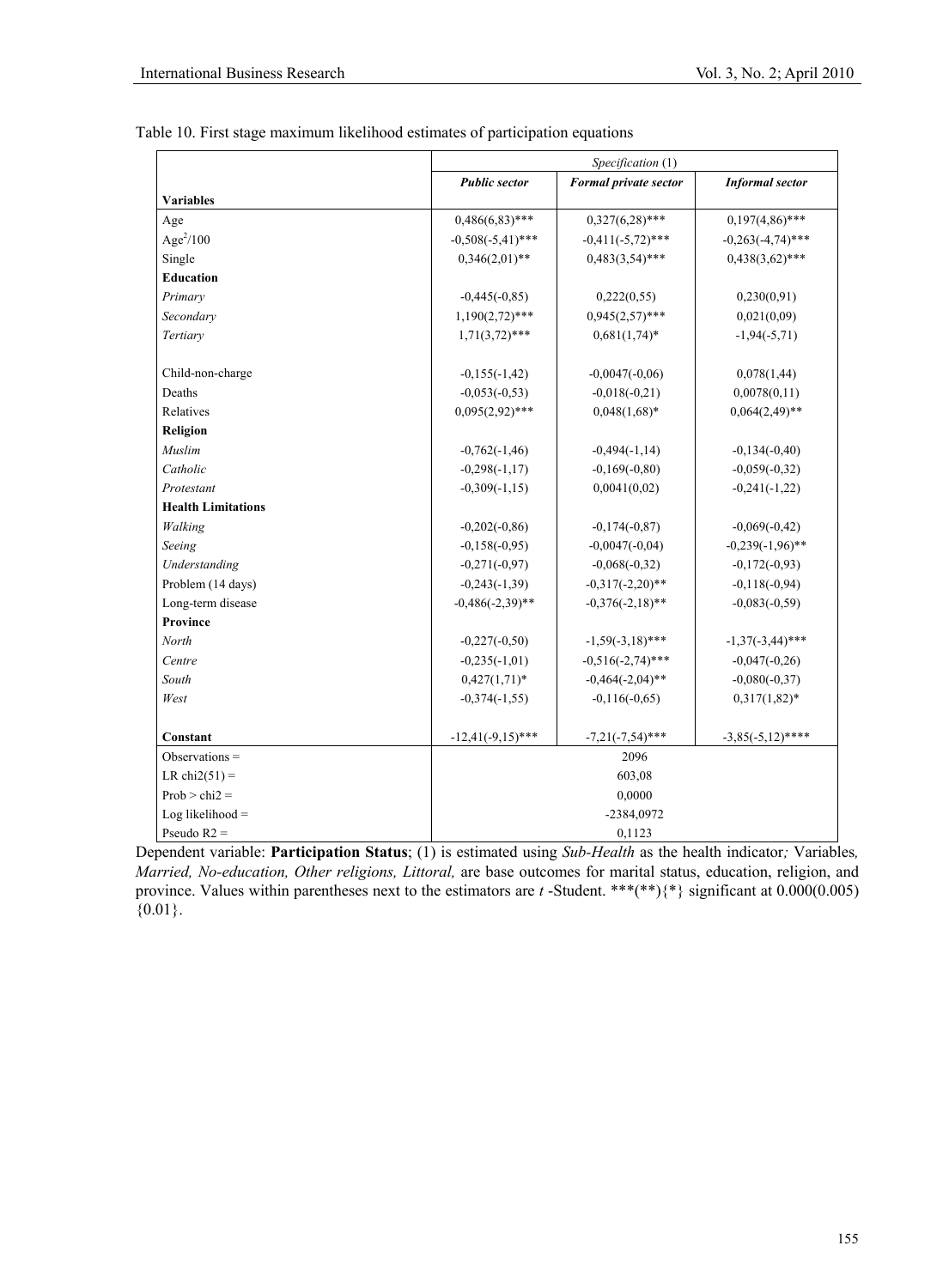Table 10. First stage maximum likelihood estimates of participation equations

| | *Specification* (1) | | |
|---|---|---|---|
| **Variables** | ***Public sector*** | ***Formal private sector*** | ***Informal sector*** |
| Age | 0,486(6,83)*** | 0,327(6,28)*** | 0,197(4,86)*** |
| $Age^2/100$ | -0,508(-5,41)*** | -0,411(-5,72)*** | -0,263(-4,74)*** |
| Single | 0,346(2,01)** | 0,483(3,54)*** | 0,438(3,62)*** |
| **Education** | | | |
| *Primary* | -0,445(-0,85) | 0,222(0,55) | 0,230(0,91) |
| *Secondary* | 1,190(2,72)*** | 0,945(2,57)*** | 0,021(0,09) |
| *Tertiary* | 1,71(3,72)*** | 0,681(1,74)* | -1,94(-5,71) |
| Child-non-charge | -0,155(-1,42) | -0,0047(-0,06) | 0,078(1,44) |
| Deaths | -0,053(-0,53) | -0,018(-0,21) | 0,0078(0,11) |
| Relatives | 0,095(2,92)*** | 0,048(1,68)* | 0,064(2,49)** |
| **Religion** | | | |
| *Muslim* | -0,762(-1,46) | -0,494(-1,14) | -0,134(-0,40) |
| *Catholic* | -0,298(-1,17) | -0,169(-0,80) | -0,059(-0,32) |
| *Protestant* | -0,309(-1,15) | 0,0041(0,02) | -0,241(-1,22) |
| **Health Limitations** | | | |
| *Walking* | -0,202(-0,86) | -0,174(-0,87) | -0,069(-0,42) |
| *Seeing* | -0,158(-0,95) | -0,0047(-0,04) | -0,239(-1,96)** |
| *Understanding* | -0,271(-0,97) | -0,068(-0,32) | -0,172(-0,93) |
| Problem (14 days) | -0,243(-1,39) | -0,317(-2,20)** | -0,118(-0,94) |
| Long-term disease | -0,486(-2,39)** | -0,376(-2,18)** | -0,083(-0,59) |
| **Province** | | | |
| *North* | -0,227(-0,50) | -1,59(-3,18)*** | -1,37(-3,44)*** |
| *Centre* | -0,235(-1,01) | -0,516(-2,74)*** | -0,047(-0,26) |
| *South* | 0,427(1,71)* | -0,464(-2,04)** | -0,080(-0,37) |
| *West* | -0,374(-1,55) | -0,116(-0,65) | 0,317(1,82)* |
| **Constant** | -12,41(-9,15)*** | -7,21(-7,54)*** | -3,85(-5,12)**** |
| Observations = | 2096 | | |
| LR chi2(51) = | 603,08 | | |
| Prob > chi2 = | 0,0000 | | |
| Log likelihood = | -2384,0972 | | |
| Pseudo R2 = | 0,1123 | | |

Dependent variable: **Participation Status**; (1) is estimated using *Sub-Health* as the health indicator*;* Variables*, Married, No-education, Other religions, Littoral,* are base outcomes for marital status, education, religion, and province. Values within parentheses next to the estimators are *t* -Student. ***(**){*} significant at 0.000(0.005) {0.01}.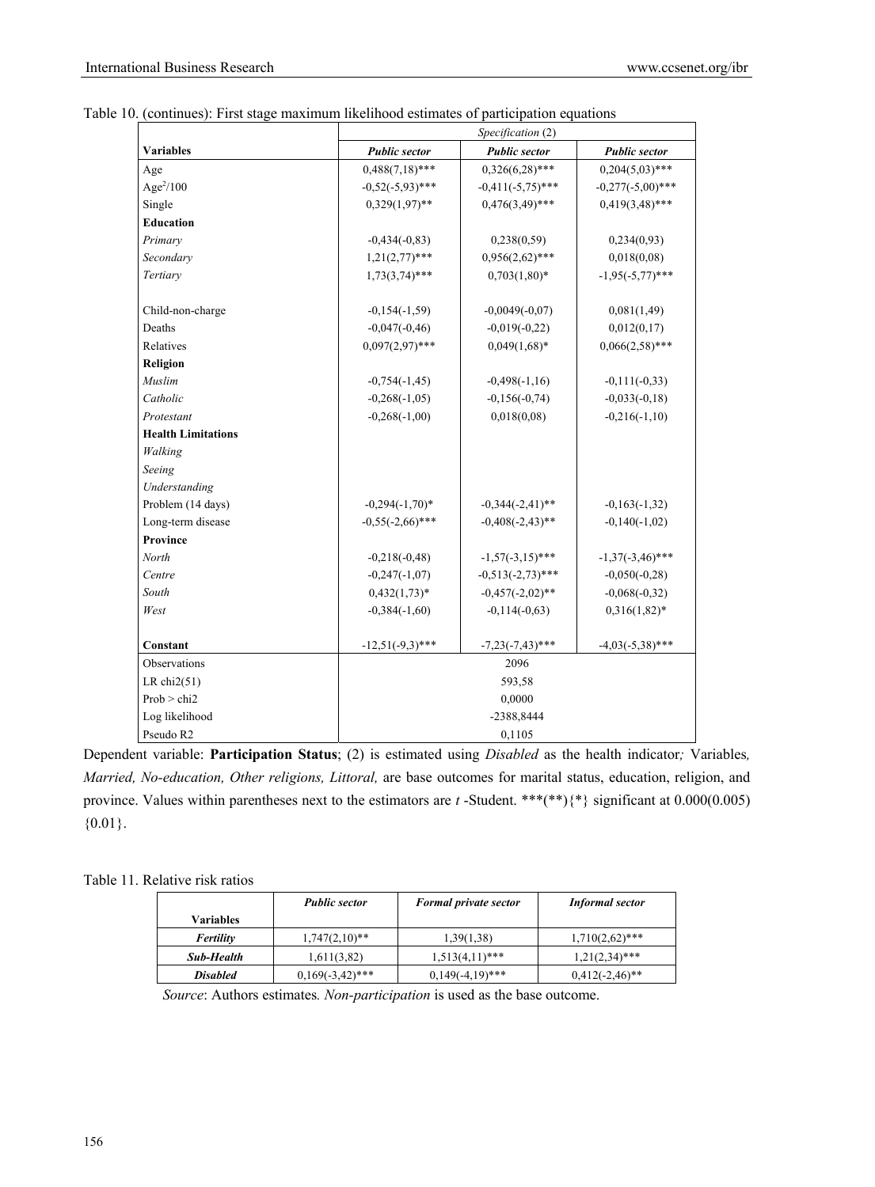Table 10. (continues): First stage maximum likelihood estimates of participation equations

| | Specification (2) | | |
|---|---|---|---|
| **Variables** | ***Public sector*** | ***Public sector*** | ***Public sector*** |
| Age | 0,488(7,18)*** | 0,326(6,28)*** | 0,204(5,03)*** |
| $Age^2/100$ | -0,52(-5,93)*** | -0,411(-5,75)*** | -0,277(-5,00)*** |
| Single | 0,329(1,97)** | 0,476(3,49)*** | 0,419(3,48)*** |
| **Education** | | | |
| *Primary* | -0,434(-0,83) | 0,238(0,59) | 0,234(0,93) |
| *Secondary* | 1,21(2,77)*** | 0,956(2,62)*** | 0,018(0,08) |
| *Tertiary* | 1,73(3,74)*** | 0,703(1,80)* | -1,95(-5,77)*** |
| Child-non-charge | -0,154(-1,59) | -0,0049(-0,07) | 0,081(1,49) |
| Deaths | -0,047(-0,46) | -0,019(-0,22) | 0,012(0,17) |
| Relatives | 0,097(2,97)*** | 0,049(1,68)* | 0,066(2,58)*** |
| **Religion** | | | |
| *Muslim* | -0,754(-1,45) | -0,498(-1,16) | -0,111(-0,33) |
| *Catholic* | -0,268(-1,05) | -0,156(-0,74) | -0,033(-0,18) |
| *Protestant* | -0,268(-1,00) | 0,018(0,08) | -0,216(-1,10) |
| **Health Limitations** | | | |
| *Walking* | | | |
| *Seeing* | | | |
| *Understanding* | | | |
| Problem (14 days) | -0,294(-1,70)* | -0,344(-2,41)** | -0,163(-1,32) |
| Long-term disease | -0,55(-2,66)*** | -0,408(-2,43)** | -0,140(-1,02) |
| **Province** | | | |
| *North* | -0,218(-0,48) | -1,57(-3,15)*** | -1,37(-3,46)*** |
| *Centre* | -0,247(-1,07) | -0,513(-2,73)*** | -0,050(-0,28) |
| *South* | 0,432(1,73)* | -0,457(-2,02)** | -0,068(-0,32) |
| *West* | -0,384(-1,60) | -0,114(-0,63) | 0,316(1,82)* |
| **Constant** | -12,51(-9,3)*** | -7,23(-7,43)*** | -4,03(-5,38)*** |
| Observations | 2096 | | |
| LR chi2(51) | 593,58 | | |
| Prob > chi2 | 0,0000 | | |
| Log likelihood | -2388,8444 | | |
| Pseudo R2 | 0,1105 | | |

Dependent variable: **Participation Status**; (2) is estimated using *Disabled* as the health indicator*;* Variables*, Married, No-education, Other religions, Littoral,* are base outcomes for marital status, education, religion, and province. Values within parentheses next to the estimators are *t* -Student. ***(**){*} significant at 0.000(0.005) {0.01}.

Table 11. Relative risk ratios

| **Variables** | ***Public sector*** | ***Formal private sector*** | ***Informal sector*** |
|---|---|---|---|
| ***Fertility*** | 1,747(2,10)** | 1,39(1,38) | 1,710(2,62)*** |
| ***Sub-Health*** | 1,611(3,82) | 1,513(4,11)*** | 1,21(2,34)*** |
| ***Disabled*** | 0,169(-3,42)*** | 0,149(-4,19)*** | 0,412(-2,46)** |

*Source*: Authors estimates*. Non-participation* is used as the base outcome.